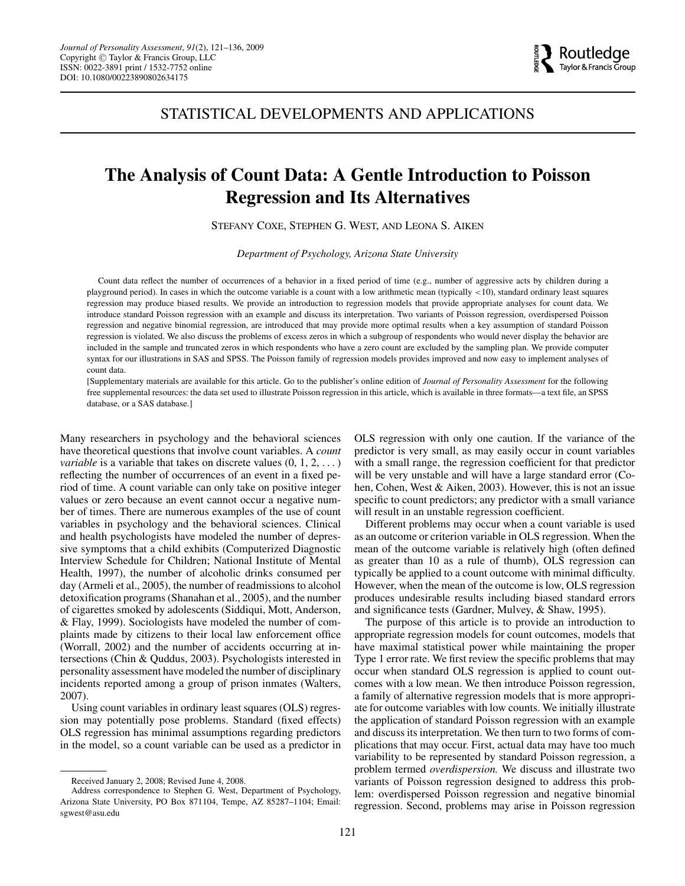## STATISTICAL DEVELOPMENTS AND APPLICATIONS

# The Analysis of Count Data: A Gentle Introduction to Poisson Regression and Its Alternatives

STEFANY COXE, STEPHEN G. WEST, AND LEONA S. AIKEN

*Department of Psychology, Arizona State University*

Count data reflect the number of occurrences of a behavior in a fixed period of time (e.g., number of aggressive acts by children during a playground period). In cases in which the outcome variable is a count with a low arithmetic mean (typically <10), standard ordinary least squares regression may produce biased results. We provide an introduction to regression models that provide appropriate analyses for count data. We introduce standard Poisson regression with an example and discuss its interpretation. Two variants of Poisson regression, overdispersed Poisson regression and negative binomial regression, are introduced that may provide more optimal results when a key assumption of standard Poisson regression is violated. We also discuss the problems of excess zeros in which a subgroup of respondents who would never display the behavior are included in the sample and truncated zeros in which respondents who have a zero count are excluded by the sampling plan. We provide computer syntax for our illustrations in SAS and SPSS. The Poisson family of regression models provides improved and now easy to implement analyses of count data.

[Supplementary materials are available for this article. Go to the publisher's online edition of *Journal of Personality Assessment* for the following free supplemental resources: the data set used to illustrate Poisson regression in this article, which is available in three formats—a text file, an SPSS database, or a SAS database.]

Many researchers in psychology and the behavioral sciences have theoretical questions that involve count variables. A *count variable* is a variable that takes on discrete values (0, 1, 2, . . . ) reflecting the number of occurrences of an event in a fixed period of time. A count variable can only take on positive integer values or zero because an event cannot occur a negative number of times. There are numerous examples of the use of count variables in psychology and the behavioral sciences. Clinical and health psychologists have modeled the number of depressive symptoms that a child exhibits (Computerized Diagnostic Interview Schedule for Children; National Institute of Mental Health, 1997), the number of alcoholic drinks consumed per day (Armeli et al., 2005), the number of readmissions to alcohol detoxification programs (Shanahan et al., 2005), and the number of cigarettes smoked by adolescents (Siddiqui, Mott, Anderson, & Flay, 1999). Sociologists have modeled the number of complaints made by citizens to their local law enforcement office (Worrall, 2002) and the number of accidents occurring at intersections (Chin & Quddus, 2003). Psychologists interested in personality assessment have modeled the number of disciplinary incidents reported among a group of prison inmates (Walters, 2007).

Using count variables in ordinary least squares (OLS) regression may potentially pose problems. Standard (fixed effects) OLS regression has minimal assumptions regarding predictors in the model, so a count variable can be used as a predictor in OLS regression with only one caution. If the variance of the predictor is very small, as may easily occur in count variables with a small range, the regression coefficient for that predictor will be very unstable and will have a large standard error (Cohen, Cohen, West & Aiken, 2003). However, this is not an issue specific to count predictors; any predictor with a small variance will result in an unstable regression coefficient.

Different problems may occur when a count variable is used as an outcome or criterion variable in OLS regression. When the mean of the outcome variable is relatively high (often defined as greater than 10 as a rule of thumb), OLS regression can typically be applied to a count outcome with minimal difficulty. However, when the mean of the outcome is low, OLS regression produces undesirable results including biased standard errors and significance tests (Gardner, Mulvey, & Shaw, 1995).

The purpose of this article is to provide an introduction to appropriate regression models for count outcomes, models that have maximal statistical power while maintaining the proper Type 1 error rate. We first review the specific problems that may occur when standard OLS regression is applied to count outcomes with a low mean. We then introduce Poisson regression, a family of alternative regression models that is more appropriate for outcome variables with low counts. We initially illustrate the application of standard Poisson regression with an example and discuss its interpretation. We then turn to two forms of complications that may occur. First, actual data may have too much variability to be represented by standard Poisson regression, a problem termed *overdispersion.* We discuss and illustrate two variants of Poisson regression designed to address this problem: overdispersed Poisson regression and negative binomial regression. Second, problems may arise in Poisson regression

Received January 2, 2008; Revised June 4, 2008.

Address correspondence to Stephen G. West, Department of Psychology, Arizona State University, PO Box 871104, Tempe, AZ 85287–1104; Email: sgwest@asu.edu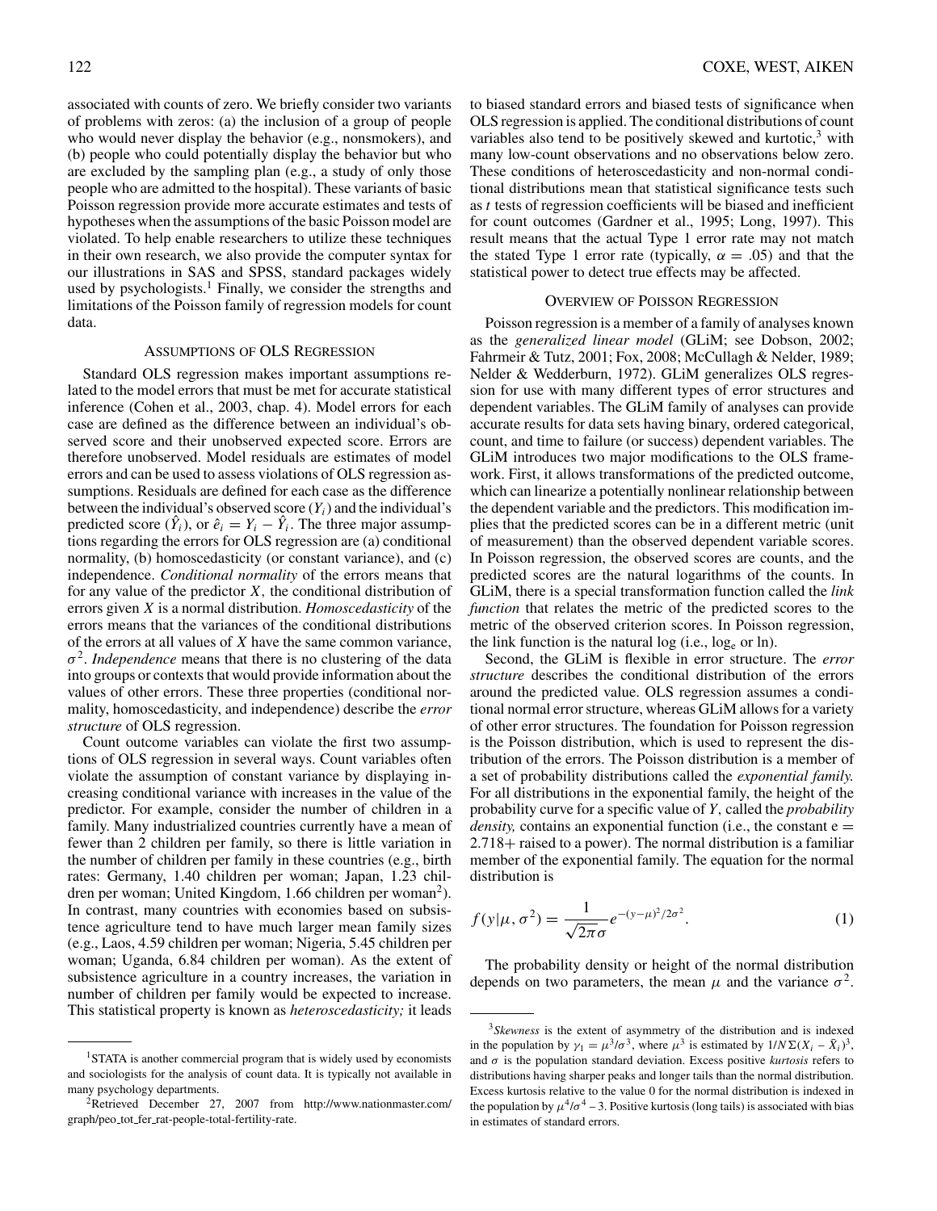associated with counts of zero. We briefly consider two variants of problems with zeros: (a) the inclusion of a group of people who would never display the behavior (e.g., nonsmokers), and (b) people who could potentially display the behavior but who are excluded by the sampling plan (e.g., a study of only those people who are admitted to the hospital). These variants of basic Poisson regression provide more accurate estimates and tests of hypotheses when the assumptions of the basic Poisson model are violated. To help enable researchers to utilize these techniques in their own research, we also provide the computer syntax for our illustrations in SAS and SPSS, standard packages widely used by psychologists.[1] Finally, we consider the strengths and limitations of the Poisson family of regression models for count data.

## ASSUMPTIONS OF OLS REGRESSION

Standard OLS regression makes important assumptions related to the model errors that must be met for accurate statistical inference (Cohen et al., 2003, chap. 4). Model errors for each case are defined as the difference between an individual's observed score and their unobserved expected score. Errors are therefore unobserved. Model residuals are estimates of model errors and can be used to assess violations of OLS regression assumptions. Residuals are defined for each case as the difference between the individual's observed score ($Y_i$) and the individual's predicted score ($\hat{Y}_i$), or $\hat{e}_i = Y_i - \hat{Y}_i$. The three major assumptions regarding the errors for OLS regression are (a) conditional normality, (b) homoscedasticity (or constant variance), and (c) independence. *Conditional normality* of the errors means that for any value of the predictor $X$, the conditional distribution of errors given $X$ is a normal distribution. *Homoscedasticity* of the errors means that the variances of the conditional distributions of the errors at all values of $X$ have the same common variance, $\sigma^2$. *Independence* means that there is no clustering of the data into groups or contexts that would provide information about the values of other errors. These three properties (conditional normality, homoscedasticity, and independence) describe the *error structure* of OLS regression.

Count outcome variables can violate the first two assumptions of OLS regression in several ways. Count variables often violate the assumption of constant variance by displaying increasing conditional variance with increases in the value of the predictor. For example, consider the number of children in a family. Many industrialized countries currently have a mean of fewer than 2 children per family, so there is little variation in the number of children per family in these countries (e.g., birth rates: Germany, 1.40 children per woman; Japan, 1.23 children per woman; United Kingdom, 1.66 children per woman[2]). In contrast, many countries with economies based on subsistence agriculture tend to have much larger mean family sizes (e.g., Laos, 4.59 children per woman; Nigeria, 5.45 children per woman; Uganda, 6.84 children per woman). As the extent of subsistence agriculture in a country increases, the variation in number of children per family would be expected to increase. This statistical property is known as *heteroscedasticity;* it leads to biased standard errors and biased tests of significance when OLS regression is applied. The conditional distributions of count variables also tend to be positively skewed and kurtotic,[3] with many low-count observations and no observations below zero. These conditions of heteroscedasticity and non-normal conditional distributions mean that statistical significance tests such as $t$ tests of regression coefficients will be biased and inefficient for count outcomes (Gardner et al., 1995; Long, 1997). This result means that the actual Type 1 error rate may not match the stated Type 1 error rate (typically, $\alpha = .05$) and that the statistical power to detect true effects may be affected.

## OVERVIEW OF POISSON REGRESSION

Poisson regression is a member of a family of analyses known as the *generalized linear model* (GLiM; see Dobson, 2002; Fahrmeir & Tutz, 2001; Fox, 2008; McCullagh & Nelder, 1989; Nelder & Wedderburn, 1972). GLiM generalizes OLS regression for use with many different types of error structures and dependent variables. The GLiM family of analyses can provide accurate results for data sets having binary, ordered categorical, count, and time to failure (or success) dependent variables. The GLiM introduces two major modifications to the OLS framework. First, it allows transformations of the predicted outcome, which can linearize a potentially nonlinear relationship between the dependent variable and the predictors. This modification implies that the predicted scores can be in a different metric (unit of measurement) than the observed dependent variable scores. In Poisson regression, the observed scores are counts, and the predicted scores are the natural logarithms of the counts. In GLiM, there is a special transformation function called the *link function* that relates the metric of the predicted scores to the metric of the observed criterion scores. In Poisson regression, the link function is the natural log (i.e., $\log_e$ or ln).

Second, the GLiM is flexible in error structure. The *error structure* describes the conditional distribution of the errors around the predicted value. OLS regression assumes a conditional normal error structure, whereas GLiM allows for a variety of other error structures. The foundation for Poisson regression is the Poisson distribution, which is used to represent the distribution of the errors. The Poisson distribution is a member of a set of probability distributions called the *exponential family.* For all distributions in the exponential family, the height of the probability curve for a specific value of $Y$, called the *probability density,* contains an exponential function (i.e., the constant e = 2.718+ raised to a power). The normal distribution is a familiar member of the exponential family. The equation for the normal distribution is

$$f(y|\mu, \sigma^2) = \frac{1}{\sqrt{2\pi}\sigma} e^{-(y-\mu)^2/2\sigma^2}. \tag{1}$$

The probability density or height of the normal distribution depends on two parameters, the mean $\mu$ and the variance $\sigma^2$.

---

[1] STATA is another commercial program that is widely used by economists and sociologists for the analysis of count data. It is typically not available in many psychology departments.

[2] Retrieved December 27, 2007 from http://www.nationmaster.com/graph/peo_tot_fer_rat-people-total-fertility-rate.

[3] *Skewness* is the extent of asymmetry of the distribution and is indexed in the population by $\gamma_1 = \mu^3/\sigma^3$, where $\mu^3$ is estimated by $1/N\,\Sigma(X_i - \bar{X}_i)^3$, and $\sigma$ is the population standard deviation. Excess positive *kurtosis* refers to distributions having sharper peaks and longer tails than the normal distribution. Excess kurtosis relative to the value 0 for the normal distribution is indexed in the population by $\mu^4/\sigma^4 - 3$. Positive kurtosis (long tails) is associated with bias in estimates of standard errors.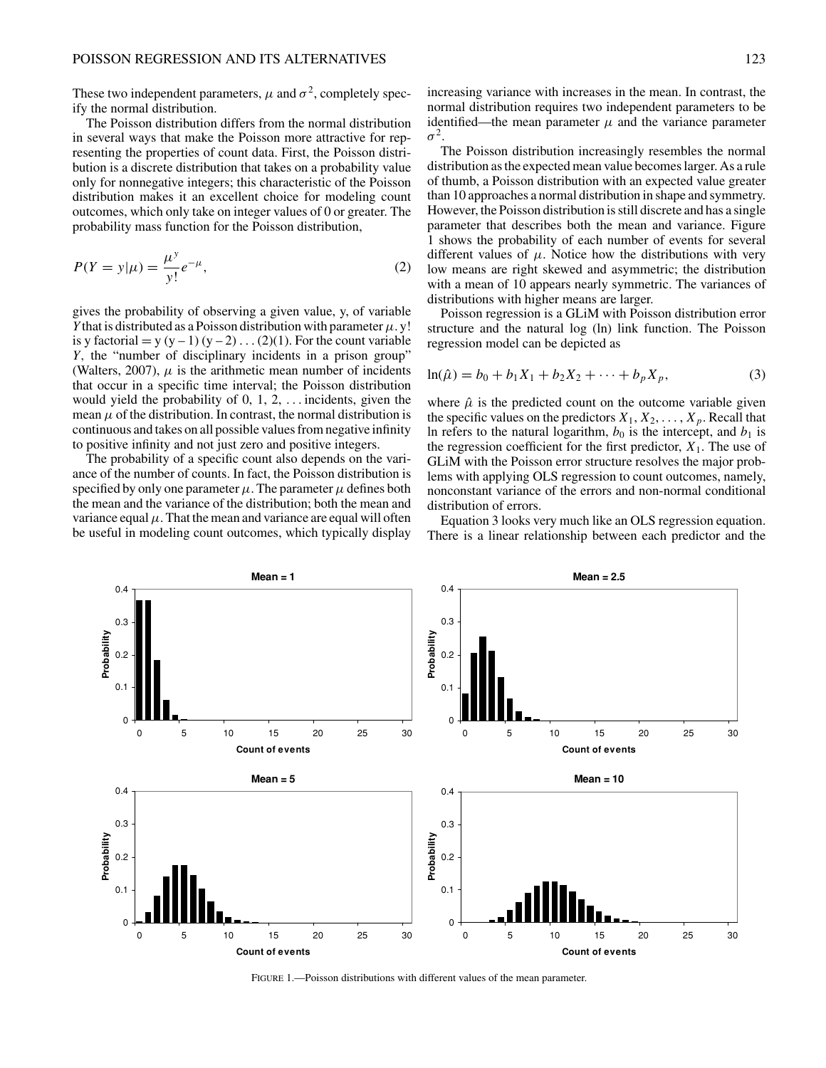These two independent parameters, $\mu$ and $\sigma^2$, completely specify the normal distribution.

The Poisson distribution differs from the normal distribution in several ways that make the Poisson more attractive for representing the properties of count data. First, the Poisson distribution is a discrete distribution that takes on a probability value only for nonnegative integers; this characteristic of the Poisson distribution makes it an excellent choice for modeling count outcomes, which only take on integer values of 0 or greater. The probability mass function for the Poisson distribution,

$$P(Y = y|\mu) = \frac{\mu^y}{y!}e^{-\mu}, \tag{2}$$

gives the probability of observing a given value, y, of variable $Y$ that is distributed as a Poisson distribution with parameter $\mu$. y! is y factorial = y (y − 1) (y − 2) ... (2)(1). For the count variable $Y$, the "number of disciplinary incidents in a prison group" (Walters, 2007), $\mu$ is the arithmetic mean number of incidents that occur in a specific time interval; the Poisson distribution would yield the probability of 0, 1, 2, ... incidents, given the mean $\mu$ of the distribution. In contrast, the normal distribution is continuous and takes on all possible values from negative infinity to positive infinity and not just zero and positive integers.

The probability of a specific count also depends on the variance of the number of counts. In fact, the Poisson distribution is specified by only one parameter $\mu$. The parameter $\mu$ defines both the mean and the variance of the distribution; both the mean and variance equal $\mu$. That the mean and variance are equal will often be useful in modeling count outcomes, which typically display increasing variance with increases in the mean. In contrast, the normal distribution requires two independent parameters to be identified—the mean parameter $\mu$ and the variance parameter $\sigma^2$.

The Poisson distribution increasingly resembles the normal distribution as the expected mean value becomes larger. As a rule of thumb, a Poisson distribution with an expected value greater than 10 approaches a normal distribution in shape and symmetry. However, the Poisson distribution is still discrete and has a single parameter that describes both the mean and variance. Figure 1 shows the probability of each number of events for several different values of $\mu$. Notice how the distributions with very low means are right skewed and asymmetric; the distribution with a mean of 10 appears nearly symmetric. The variances of distributions with higher means are larger.

Poisson regression is a GLiM with Poisson distribution error structure and the natural log (ln) link function. The Poisson regression model can be depicted as

$$\ln(\hat{\mu}) = b_0 + b_1X_1 + b_2X_2 + \cdots + b_pX_p, \tag{3}$$

where $\hat{\mu}$ is the predicted count on the outcome variable given the specific values on the predictors $X_1, X_2, \ldots, X_p$. Recall that ln refers to the natural logarithm, $b_0$ is the intercept, and $b_1$ is the regression coefficient for the first predictor, $X_1$. The use of GLiM with the Poisson error structure resolves the major problems with applying OLS regression to count outcomes, namely, nonconstant variance of the errors and non-normal conditional distribution of errors.

Equation 3 looks very much like an OLS regression equation. There is a linear relationship between each predictor and the

FIGURE 1.—Poisson distributions with different values of the mean parameter.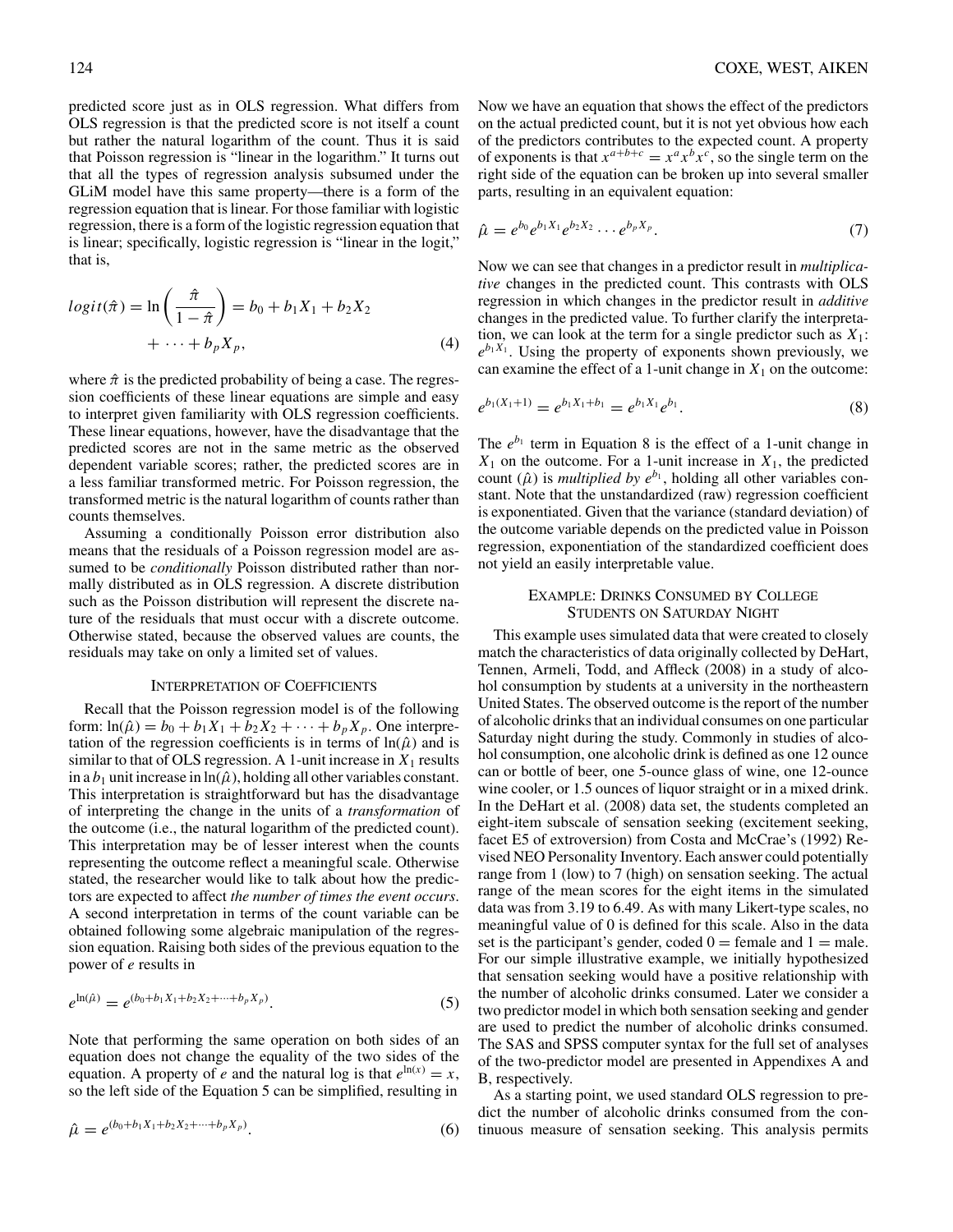predicted score just as in OLS regression. What differs from OLS regression is that the predicted score is not itself a count but rather the natural logarithm of the count. Thus it is said that Poisson regression is "linear in the logarithm." It turns out that all the types of regression analysis subsumed under the GLiM model have this same property—there is a form of the regression equation that is linear. For those familiar with logistic regression, there is a form of the logistic regression equation that is linear; specifically, logistic regression is "linear in the logit," that is,

$$logit(\hat{\pi}) = \ln\left(\frac{\hat{\pi}}{1-\hat{\pi}}\right) = b_0 + b_1X_1 + b_2X_2 + \cdots + b_pX_p, \tag{4}$$

where $\hat{\pi}$ is the predicted probability of being a case. The regression coefficients of these linear equations are simple and easy to interpret given familiarity with OLS regression coefficients. These linear equations, however, have the disadvantage that the predicted scores are not in the same metric as the observed dependent variable scores; rather, the predicted scores are in a less familiar transformed metric. For Poisson regression, the transformed metric is the natural logarithm of counts rather than counts themselves.

Assuming a conditionally Poisson error distribution also means that the residuals of a Poisson regression model are assumed to be *conditionally* Poisson distributed rather than normally distributed as in OLS regression. A discrete distribution such as the Poisson distribution will represent the discrete nature of the residuals that must occur with a discrete outcome. Otherwise stated, because the observed values are counts, the residuals may take on only a limited set of values.

## Interpretation of Coefficients

Recall that the Poisson regression model is of the following form: $\ln(\hat{\mu}) = b_0 + b_1X_1 + b_2X_2 + \cdots + b_pX_p$. One interpretation of the regression coefficients is in terms of $\ln(\hat{\mu})$ and is similar to that of OLS regression. A 1-unit increase in $X_1$ results in a $b_1$ unit increase in $\ln(\hat{\mu})$, holding all other variables constant. This interpretation is straightforward but has the disadvantage of interpreting the change in the units of a *transformation* of the outcome (i.e., the natural logarithm of the predicted count). This interpretation may be of lesser interest when the counts representing the outcome reflect a meaningful scale. Otherwise stated, the researcher would like to talk about how the predictors are expected to affect *the number of times the event occurs*. A second interpretation in terms of the count variable can be obtained following some algebraic manipulation of the regression equation. Raising both sides of the previous equation to the power of $e$ results in

$$e^{\ln(\hat{\mu})} = e^{(b_0+b_1X_1+b_2X_2+\cdots+b_pX_p)}. \tag{5}$$

Note that performing the same operation on both sides of an equation does not change the equality of the two sides of the equation. A property of $e$ and the natural log is that $e^{\ln(x)} = x$, so the left side of the Equation 5 can be simplified, resulting in

$$\hat{\mu} = e^{(b_0+b_1X_1+b_2X_2+\cdots+b_pX_p)}. \tag{6}$$

Now we have an equation that shows the effect of the predictors on the actual predicted count, but it is not yet obvious how each of the predictors contributes to the expected count. A property of exponents is that $x^{a+b+c} = x^a x^b x^c$, so the single term on the right side of the equation can be broken up into several smaller parts, resulting in an equivalent equation:

$$\hat{\mu} = e^{b_0}e^{b_1X_1}e^{b_2X_2}\cdots e^{b_pX_p}. \tag{7}$$

Now we can see that changes in a predictor result in *multiplicative* changes in the predicted count. This contrasts with OLS regression in which changes in the predictor result in *additive* changes in the predicted value. To further clarify the interpretation, we can look at the term for a single predictor such as $X_1$: $e^{b_1X_1}$. Using the property of exponents shown previously, we can examine the effect of a 1-unit change in $X_1$ on the outcome:

$$e^{b_1(X_1+1)} = e^{b_1X_1+b_1} = e^{b_1X_1}e^{b_1}. \tag{8}$$

The $e^{b_1}$ term in Equation 8 is the effect of a 1-unit change in $X_1$ on the outcome. For a 1-unit increase in $X_1$, the predicted count ($\hat{\mu}$) is *multiplied by* $e^{b_1}$, holding all other variables constant. Note that the unstandardized (raw) regression coefficient is exponentiated. Given that the variance (standard deviation) of the outcome variable depends on the predicted value in Poisson regression, exponentiation of the standardized coefficient does not yield an easily interpretable value.

## Example: Drinks Consumed by College Students on Saturday Night

This example uses simulated data that were created to closely match the characteristics of data originally collected by DeHart, Tennen, Armeli, Todd, and Affleck (2008) in a study of alcohol consumption by students at a university in the northeastern United States. The observed outcome is the report of the number of alcoholic drinks that an individual consumes on one particular Saturday night during the study. Commonly in studies of alcohol consumption, one alcoholic drink is defined as one 12 ounce can or bottle of beer, one 5-ounce glass of wine, one 12-ounce wine cooler, or 1.5 ounces of liquor straight or in a mixed drink. In the DeHart et al. (2008) data set, the students completed an eight-item subscale of sensation seeking (excitement seeking, facet E5 of extroversion) from Costa and McCrae's (1992) Revised NEO Personality Inventory. Each answer could potentially range from 1 (low) to 7 (high) on sensation seeking. The actual range of the mean scores for the eight items in the simulated data was from 3.19 to 6.49. As with many Likert-type scales, no meaningful value of 0 is defined for this scale. Also in the data set is the participant's gender, coded 0 = female and 1 = male. For our simple illustrative example, we initially hypothesized that sensation seeking would have a positive relationship with the number of alcoholic drinks consumed. Later we consider a two predictor model in which both sensation seeking and gender are used to predict the number of alcoholic drinks consumed. The SAS and SPSS computer syntax for the full set of analyses of the two-predictor model are presented in Appendixes A and B, respectively.

As a starting point, we used standard OLS regression to predict the number of alcoholic drinks consumed from the continuous measure of sensation seeking. This analysis permits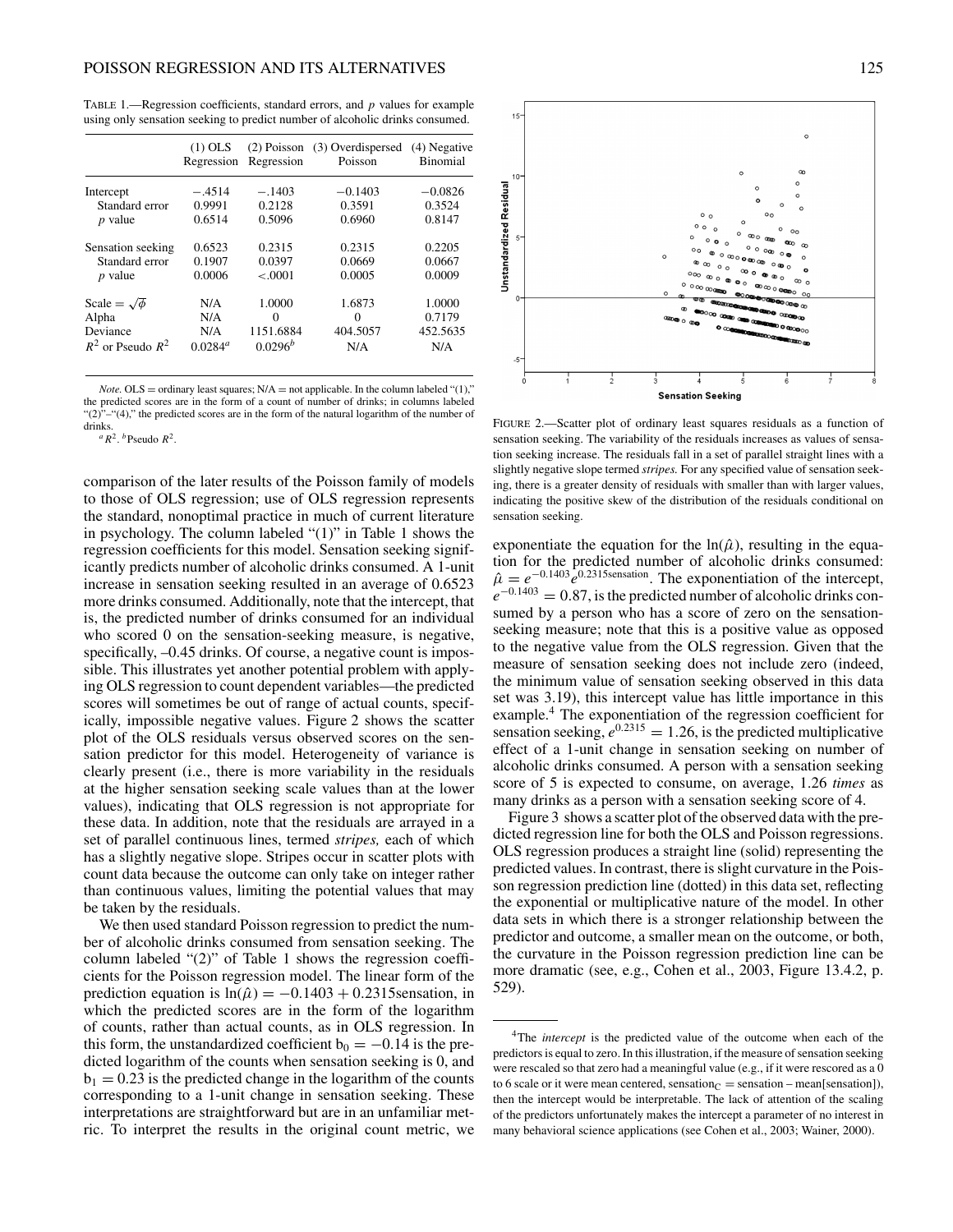TABLE 1.—Regression coefficients, standard errors, and *p* values for example using only sensation seeking to predict number of alcoholic drinks consumed.

| | (1) OLS Regression | (2) Poisson Regression | (3) Overdispersed Poisson | (4) Negative Binomial |
|---|---|---|---|---|
| Intercept | −.4514 | −.1403 | −0.1403 | −0.0826 |
| Standard error | 0.9991 | 0.2128 | 0.3591 | 0.3524 |
| *p* value | 0.6514 | 0.5096 | 0.6960 | 0.8147 |
| Sensation seeking | 0.6523 | 0.2315 | 0.2315 | 0.2205 |
| Standard error | 0.1907 | 0.0397 | 0.0669 | 0.0667 |
| *p* value | 0.0006 | <.0001 | 0.0005 | 0.0009 |
| Scale = $\sqrt{\phi}$ | N/A | 1.0000 | 1.6873 | 1.0000 |
| Alpha | N/A | 0 | 0 | 0.7179 |
| Deviance | N/A | 1151.6884 | 404.5057 | 452.5635 |
| $R^2$ or Pseudo $R^2$ | 0.0284[a] | 0.0296[b] | N/A | N/A |

*Note.* OLS = ordinary least squares; N/A = not applicable. In the column labeled "(1)," the predicted scores are in the form of a count of number of drinks; in columns labeled "(2)"–"(4)," the predicted scores are in the form of the natural logarithm of the number of drinks.
[a] $R^2$. [b] Pseudo $R^2$.

comparison of the later results of the Poisson family of models to those of OLS regression; use of OLS regression represents the standard, nonoptimal practice in much of current literature in psychology. The column labeled "(1)" in Table 1 shows the regression coefficients for this model. Sensation seeking significantly predicts number of alcoholic drinks consumed. A 1-unit increase in sensation seeking resulted in an average of 0.6523 more drinks consumed. Additionally, note that the intercept, that is, the predicted number of drinks consumed for an individual who scored 0 on the sensation-seeking measure, is negative, specifically, –0.45 drinks. Of course, a negative count is impossible. This illustrates yet another potential problem with applying OLS regression to count dependent variables—the predicted scores will sometimes be out of range of actual counts, specifically, impossible negative values. Figure 2 shows the scatter plot of the OLS residuals versus observed scores on the sensation predictor for this model. Heterogeneity of variance is clearly present (i.e., there is more variability in the residuals at the higher sensation seeking scale values than at the lower values), indicating that OLS regression is not appropriate for these data. In addition, note that the residuals are arrayed in a set of parallel continuous lines, termed *stripes,* each of which has a slightly negative slope. Stripes occur in scatter plots with count data because the outcome can only take on integer rather than continuous values, limiting the potential values that may be taken by the residuals.

We then used standard Poisson regression to predict the number of alcoholic drinks consumed from sensation seeking. The column labeled "(2)" of Table 1 shows the regression coefficients for the Poisson regression model. The linear form of the prediction equation is $\ln(\hat{\mu}) = -0.1403 + 0.2315\text{sensation}$, in which the predicted scores are in the form of the logarithm of counts, rather than actual counts, as in OLS regression. In this form, the unstandardized coefficient $b_0 = -0.14$ is the predicted logarithm of the counts when sensation seeking is 0, and $b_1 = 0.23$ is the predicted change in the logarithm of the counts corresponding to a 1-unit change in sensation seeking. These interpretations are straightforward but are in an unfamiliar metric. To interpret the results in the original count metric, we exponentiate the equation for the $\ln(\hat{\mu})$, resulting in the equation for the predicted number of alcoholic drinks consumed: $\hat{\mu} = e^{-0.1403}e^{0.2315\text{sensation}}$. The exponentiation of the intercept, $e^{-0.1403} = 0.87$, is the predicted number of alcoholic drinks consumed by a person who has a score of zero on the sensation-seeking measure; note that this is a positive value as opposed to the negative value from the OLS regression. Given that the measure of sensation seeking does not include zero (indeed, the minimum value of sensation seeking observed in this data set was 3.19), this intercept value has little importance in this example.[4] The exponentiation of the regression coefficient for sensation seeking, $e^{0.2315} = 1.26$, is the predicted multiplicative effect of a 1-unit change in sensation seeking on number of alcoholic drinks consumed. A person with a sensation seeking score of 5 is expected to consume, on average, 1.26 *times* as many drinks as a person with a sensation seeking score of 4.

FIGURE 2.—Scatter plot of ordinary least squares residuals as a function of sensation seeking. The variability of the residuals increases as values of sensation seeking increase. The residuals fall in a set of parallel straight lines with a slightly negative slope termed *stripes.* For any specified value of sensation seeking, there is a greater density of residuals with smaller than with larger values, indicating the positive skew of the distribution of the residuals conditional on sensation seeking.

Figure 3 shows a scatter plot of the observed data with the predicted regression line for both the OLS and Poisson regressions. OLS regression produces a straight line (solid) representing the predicted values. In contrast, there is slight curvature in the Poisson regression prediction line (dotted) in this data set, reflecting the exponential or multiplicative nature of the model. In other data sets in which there is a stronger relationship between the predictor and outcome, a smaller mean on the outcome, or both, the curvature in the Poisson regression prediction line can be more dramatic (see, e.g., Cohen et al., 2003, Figure 13.4.2, p. 529).

[4]The *intercept* is the predicted value of the outcome when each of the predictors is equal to zero. In this illustration, if the measure of sensation seeking were rescaled so that zero had a meaningful value (e.g., if it were rescored as a 0 to 6 scale or it were mean centered, $\text{sensation}_C = \text{sensation} - \text{mean[sensation]}$), then the intercept would be interpretable. The lack of attention of the scaling of the predictors unfortunately makes the intercept a parameter of no interest in many behavioral science applications (see Cohen et al., 2003; Wainer, 2000).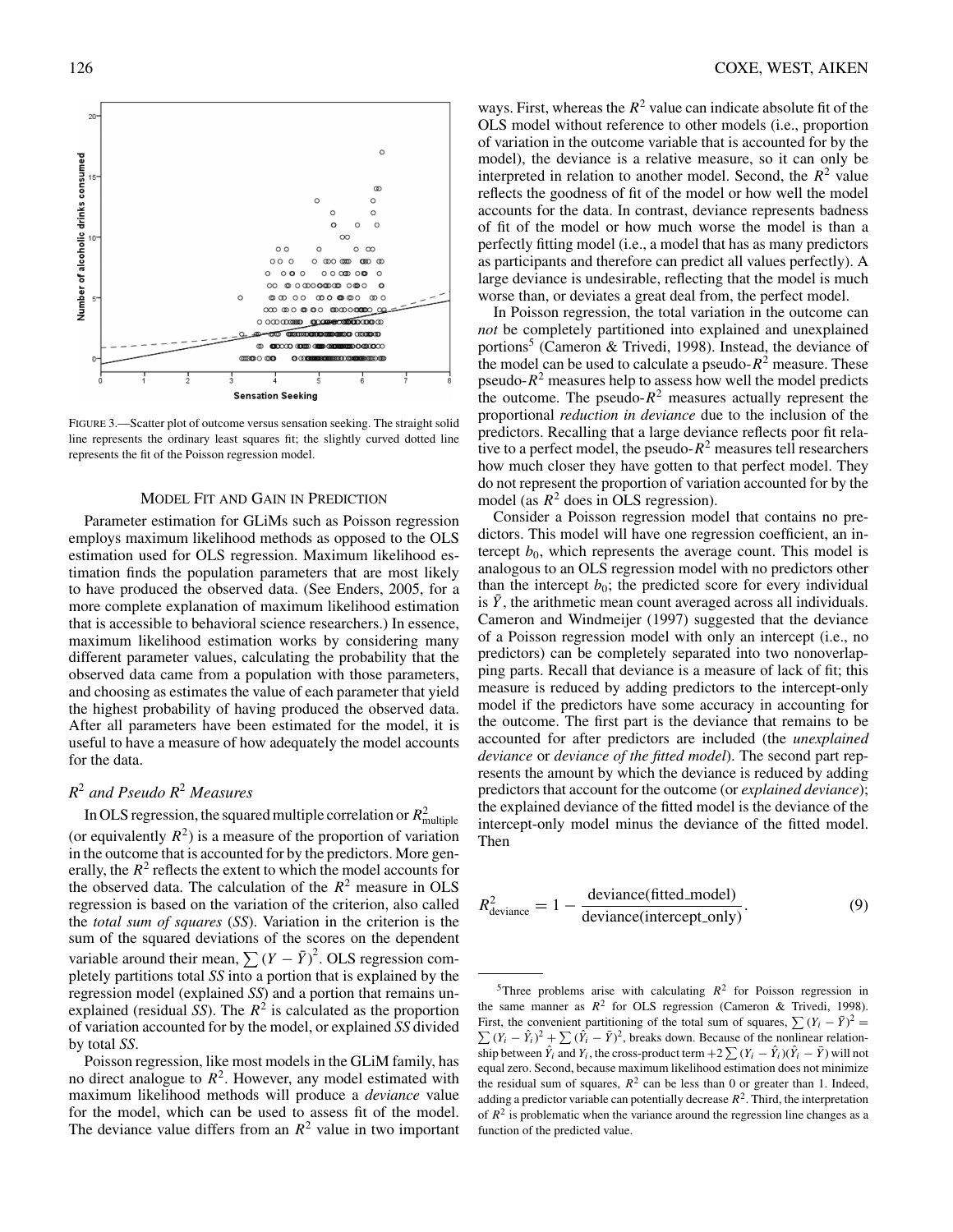FIGURE 3.—Scatter plot of outcome versus sensation seeking. The straight solid line represents the ordinary least squares fit; the slightly curved dotted line represents the fit of the Poisson regression model.

## MODEL FIT AND GAIN IN PREDICTION

Parameter estimation for GLiMs such as Poisson regression employs maximum likelihood methods as opposed to the OLS estimation used for OLS regression. Maximum likelihood estimation finds the population parameters that are most likely to have produced the observed data. (See Enders, 2005, for a more complete explanation of maximum likelihood estimation that is accessible to behavioral science researchers.) In essence, maximum likelihood estimation works by considering many different parameter values, calculating the probability that the observed data came from a population with those parameters, and choosing as estimates the value of each parameter that yield the highest probability of having produced the observed data. After all parameters have been estimated for the model, it is useful to have a measure of how adequately the model accounts for the data.

### *$R^2$ and Pseudo $R^2$ Measures*

In OLS regression, the squared multiple correlation or $R^2_{\text{multiple}}$ (or equivalently $R^2$) is a measure of the proportion of variation in the outcome that is accounted for by the predictors. More generally, the $R^2$ reflects the extent to which the model accounts for the observed data. The calculation of the $R^2$ measure in OLS regression is based on the variation of the criterion, also called the *total sum of squares* (*SS*). Variation in the criterion is the sum of the squared deviations of the scores on the dependent variable around their mean, $\sum (Y - \bar{Y})^2$. OLS regression completely partitions total *SS* into a portion that is explained by the regression model (explained *SS*) and a portion that remains unexplained (residual *SS*). The $R^2$ is calculated as the proportion of variation accounted for by the model, or explained *SS* divided by total *SS*.

Poisson regression, like most models in the GLiM family, has no direct analogue to $R^2$. However, any model estimated with maximum likelihood methods will produce a *deviance* value for the model, which can be used to assess fit of the model. The deviance value differs from an $R^2$ value in two important ways. First, whereas the $R^2$ value can indicate absolute fit of the OLS model without reference to other models (i.e., proportion of variation in the outcome variable that is accounted for by the model), the deviance is a relative measure, so it can only be interpreted in relation to another model. Second, the $R^2$ value reflects the goodness of fit of the model or how well the model accounts for the data. In contrast, deviance represents badness of fit of the model or how much worse the model is than a perfectly fitting model (i.e., a model that has as many predictors as participants and therefore can predict all values perfectly). A large deviance is undesirable, reflecting that the model is much worse than, or deviates a great deal from, the perfect model.

In Poisson regression, the total variation in the outcome can *not* be completely partitioned into explained and unexplained portions[5] (Cameron & Trivedi, 1998). Instead, the deviance of the model can be used to calculate a pseudo-$R^2$ measure. These pseudo-$R^2$ measures help to assess how well the model predicts the outcome. The pseudo-$R^2$ measures actually represent the proportional *reduction in deviance* due to the inclusion of the predictors. Recalling that a large deviance reflects poor fit relative to a perfect model, the pseudo-$R^2$ measures tell researchers how much closer they have gotten to that perfect model. They do not represent the proportion of variation accounted for by the model (as $R^2$ does in OLS regression).

Consider a Poisson regression model that contains no predictors. This model will have one regression coefficient, an intercept $b_0$, which represents the average count. This model is analogous to an OLS regression model with no predictors other than the intercept $b_0$; the predicted score for every individual is $\bar{Y}$, the arithmetic mean count averaged across all individuals. Cameron and Windmeijer (1997) suggested that the deviance of a Poisson regression model with only an intercept (i.e., no predictors) can be completely separated into two nonoverlapping parts. Recall that deviance is a measure of lack of fit; this measure is reduced by adding predictors to the intercept-only model if the predictors have some accuracy in accounting for the outcome. The first part is the deviance that remains to be accounted for after predictors are included (the *unexplained deviance* or *deviance of the fitted model*). The second part represents the amount by which the deviance is reduced by adding predictors that account for the outcome (or *explained deviance*); the explained deviance of the fitted model is the deviance of the intercept-only model minus the deviance of the fitted model. Then

$$R^2_{\text{deviance}} = 1 - \frac{\text{deviance(fitted\_model)}}{\text{deviance(intercept\_only)}}. \tag{9}$$

[5]Three problems arise with calculating $R^2$ for Poisson regression in the same manner as $R^2$ for OLS regression (Cameron & Trivedi, 1998). First, the convenient partitioning of the total sum of squares, $\sum (Y_i - \bar{Y})^2 = \sum (Y_i - \hat{Y}_i)^2 + \sum (\hat{Y}_i - \bar{Y})^2$, breaks down. Because of the nonlinear relationship between $\hat{Y}_i$ and $Y_i$, the cross-product term $+2\sum (Y_i - \hat{Y}_i)(\hat{Y}_i - \bar{Y})$ will not equal zero. Second, because maximum likelihood estimation does not minimize the residual sum of squares, $R^2$ can be less than 0 or greater than 1. Indeed, adding a predictor variable can potentially decrease $R^2$. Third, the interpretation of $R^2$ is problematic when the variance around the regression line changes as a function of the predicted value.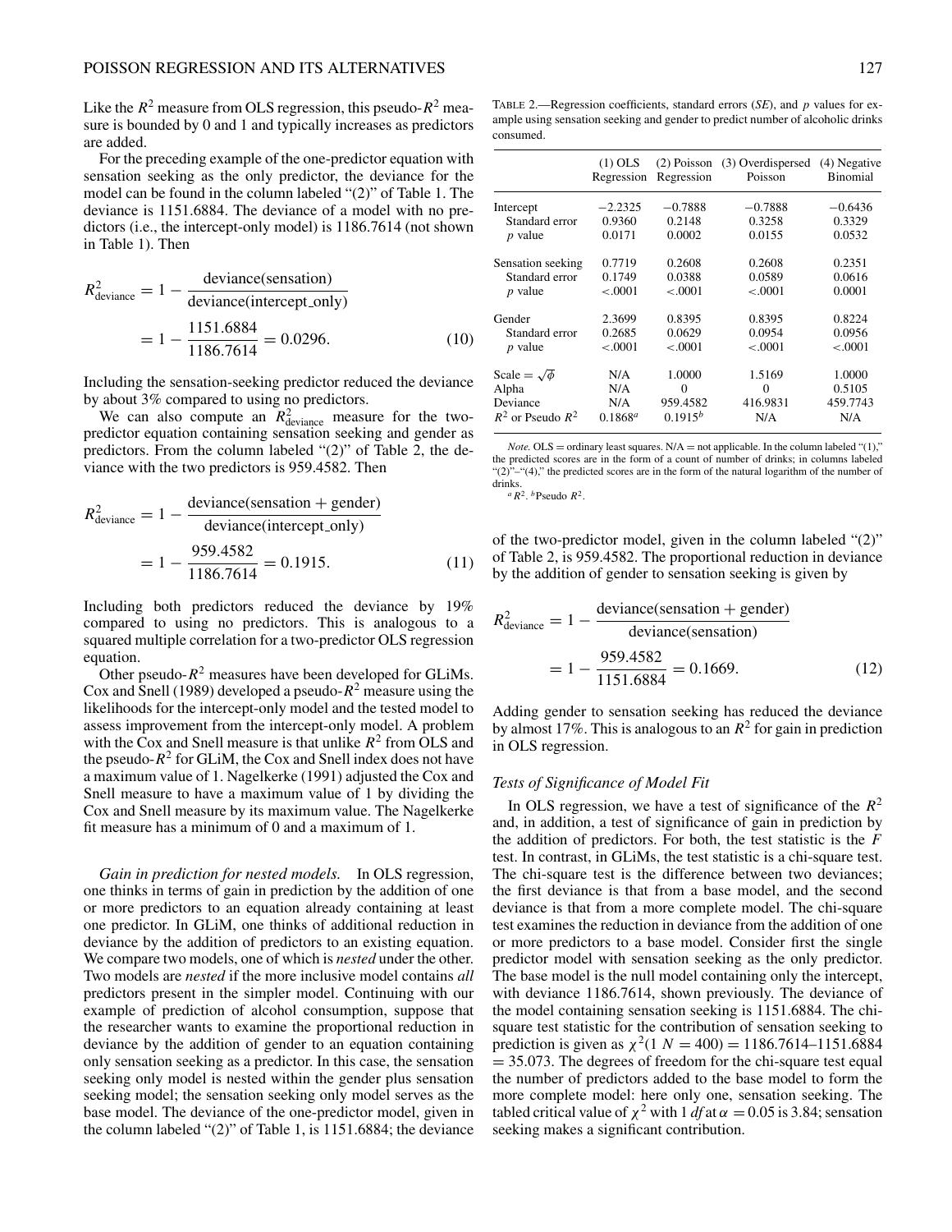Like the $R^2$ measure from OLS regression, this pseudo-$R^2$ measure is bounded by 0 and 1 and typically increases as predictors are added.

For the preceding example of the one-predictor equation with sensation seeking as the only predictor, the deviance for the model can be found in the column labeled "(2)" of Table 1. The deviance is 1151.6884. The deviance of a model with no predictors (i.e., the intercept-only model) is 1186.7614 (not shown in Table 1). Then

$$R^2_{\text{deviance}} = 1 - \frac{\text{deviance(sensation)}}{\text{deviance(intercept\_only)}} = 1 - \frac{1151.6884}{1186.7614} = 0.0296. \quad (10)$$

Including the sensation-seeking predictor reduced the deviance by about 3% compared to using no predictors.

We can also compute an $R^2_{\text{deviance}}$ measure for the two-predictor equation containing sensation seeking and gender as predictors. From the column labeled "(2)" of Table 2, the deviance with the two predictors is 959.4582. Then

$$R^2_{\text{deviance}} = 1 - \frac{\text{deviance(sensation + gender)}}{\text{deviance(intercept\_only)}} = 1 - \frac{959.4582}{1186.7614} = 0.1915. \quad (11)$$

Including both predictors reduced the deviance by 19% compared to using no predictors. This is analogous to a squared multiple correlation for a two-predictor OLS regression equation.

Other pseudo-$R^2$ measures have been developed for GLiMs. Cox and Snell (1989) developed a pseudo-$R^2$ measure using the likelihoods for the intercept-only model and the tested model to assess improvement from the intercept-only model. A problem with the Cox and Snell measure is that unlike $R^2$ from OLS and the pseudo-$R^2$ for GLiM, the Cox and Snell index does not have a maximum value of 1. Nagelkerke (1991) adjusted the Cox and Snell measure to have a maximum value of 1 by dividing the Cox and Snell measure by its maximum value. The Nagelkerke fit measure has a minimum of 0 and a maximum of 1.

*Gain in prediction for nested models.* In OLS regression, one thinks in terms of gain in prediction by the addition of one or more predictors to an equation already containing at least one predictor. In GLiM, one thinks of additional reduction in deviance by the addition of predictors to an existing equation. We compare two models, one of which is *nested* under the other. Two models are *nested* if the more inclusive model contains *all* predictors present in the simpler model. Continuing with our example of prediction of alcohol consumption, suppose that the researcher wants to examine the proportional reduction in deviance by the addition of gender to an equation containing only sensation seeking as a predictor. In this case, the sensation seeking only model is nested within the gender plus sensation seeking model; the sensation seeking only model serves as the base model. The deviance of the one-predictor model, given in the column labeled "(2)" of Table 1, is 1151.6884; the deviance of the two-predictor model, given in the column labeled "(2)" of Table 2, is 959.4582. The proportional reduction in deviance by the addition of gender to sensation seeking is given by

$$R^2_{\text{deviance}} = 1 - \frac{\text{deviance(sensation + gender)}}{\text{deviance(sensation)}} = 1 - \frac{959.4582}{1151.6884} = 0.1669. \quad (12)$$

Adding gender to sensation seeking has reduced the deviance by almost 17%. This is analogous to an $R^2$ for gain in prediction in OLS regression.

TABLE 2.—Regression coefficients, standard errors (*SE*), and *p* values for example using sensation seeking and gender to predict number of alcoholic drinks consumed.

| | (1) OLS Regression | (2) Poisson Regression | (3) Overdispersed Poisson | (4) Negative Binomial |
|---|---|---|---|---|
| Intercept | −2.2325 | −0.7888 | −0.7888 | −0.6436 |
| Standard error | 0.9360 | 0.2148 | 0.3258 | 0.3329 |
| *p* value | 0.0171 | 0.0002 | 0.0155 | 0.0532 |
| Sensation seeking | 0.7719 | 0.2608 | 0.2608 | 0.2351 |
| Standard error | 0.1749 | 0.0388 | 0.0589 | 0.0616 |
| *p* value | <.0001 | <.0001 | <.0001 | 0.0001 |
| Gender | 2.3699 | 0.8395 | 0.8395 | 0.8224 |
| Standard error | 0.2685 | 0.0629 | 0.0954 | 0.0956 |
| *p* value | <.0001 | <.0001 | <.0001 | <.0001 |
| Scale = $\sqrt{\phi}$ | N/A | 1.0000 | 1.5169 | 1.0000 |
| Alpha | N/A | 0 | 0 | 0.5105 |
| Deviance | N/A | 959.4582 | 416.9831 | 459.7743 |
| $R^2$ or Pseudo $R^2$ | 0.1868[a] | 0.1915[b] | N/A | N/A |

*Note.* OLS = ordinary least squares. N/A = not applicable. In the column labeled "(1)," the predicted scores are in the form of a count of number of drinks; in columns labeled "(2)"–"(4)," the predicted scores are in the form of the natural logarithm of the number of drinks.
[a] $R^2$. [b] Pseudo $R^2$.

### Tests of Significance of Model Fit

In OLS regression, we have a test of significance of the $R^2$ and, in addition, a test of significance of gain in prediction by the addition of predictors. For both, the test statistic is the *F* test. In contrast, in GLiMs, the test statistic is a chi-square test. The chi-square test is the difference between two deviances; the first deviance is that from a base model, and the second deviance is that from a more complete model. The chi-square test examines the reduction in deviance from the addition of one or more predictors to a base model. Consider first the single predictor model with sensation seeking as the only predictor. The base model is the null model containing only the intercept, with deviance 1186.7614, shown previously. The deviance of the model containing sensation seeking is 1151.6884. The chi-square test statistic for the contribution of sensation seeking to prediction is given as $\chi^2(1\ N = 400) = 1186.7614–1151.6884 = 35.073$. The degrees of freedom for the chi-square test equal the number of predictors added to the base model to form the more complete model: here only one, sensation seeking. The tabled critical value of $\chi^2$ with 1 *df* at $\alpha = 0.05$ is 3.84; sensation seeking makes a significant contribution.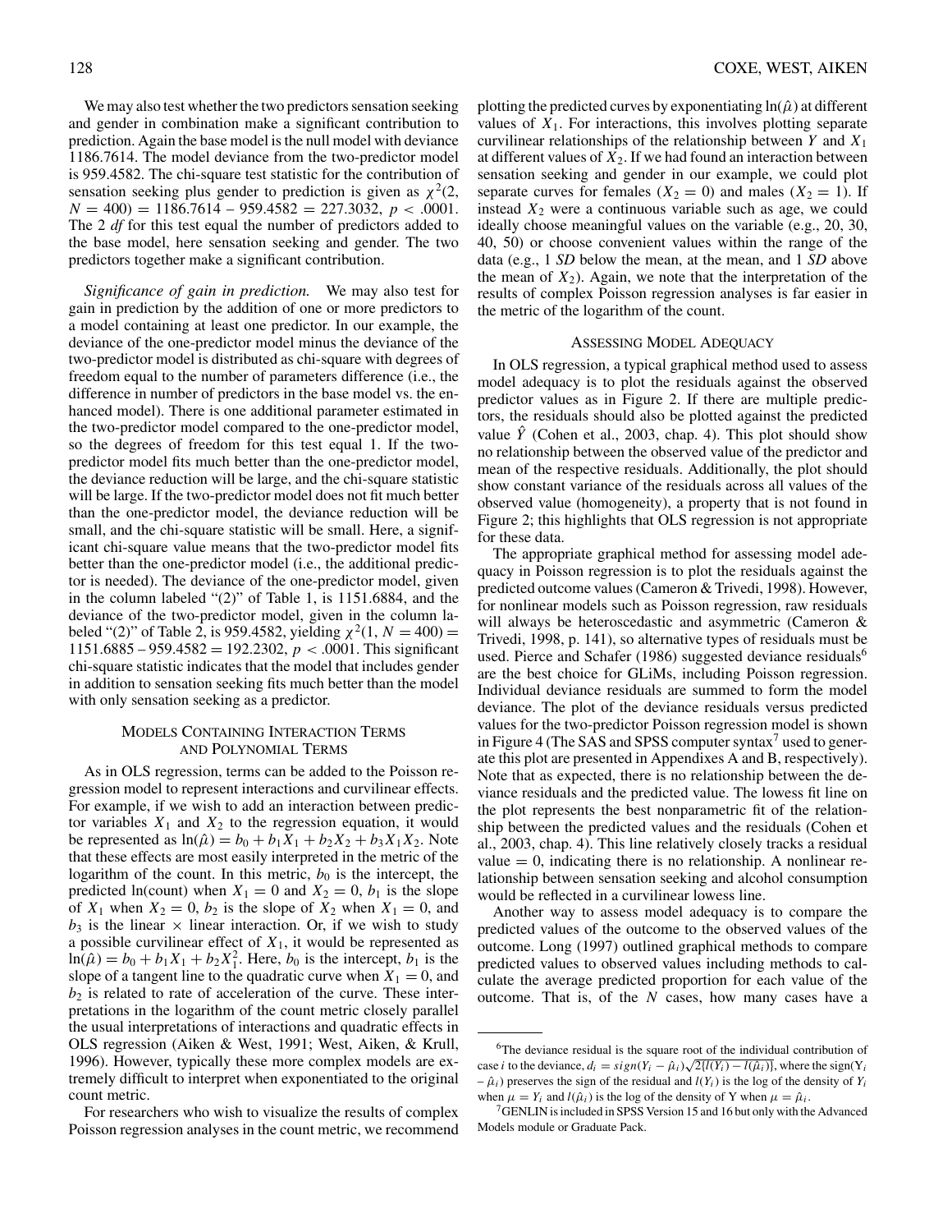We may also test whether the two predictors sensation seeking and gender in combination make a significant contribution to prediction. Again the base model is the null model with deviance 1186.7614. The model deviance from the two-predictor model is 959.4582. The chi-square test statistic for the contribution of sensation seeking plus gender to prediction is given as $\chi^2(2, N = 400) = 1186.7614 - 959.4582 = 227.3032$, $p < .0001$. The 2 *df* for this test equal the number of predictors added to the base model, here sensation seeking and gender. The two predictors together make a significant contribution.

*Significance of gain in prediction.* We may also test for gain in prediction by the addition of one or more predictors to a model containing at least one predictor. In our example, the deviance of the one-predictor model minus the deviance of the two-predictor model is distributed as chi-square with degrees of freedom equal to the number of parameters difference (i.e., the difference in number of predictors in the base model vs. the enhanced model). There is one additional parameter estimated in the two-predictor model compared to the one-predictor model, so the degrees of freedom for this test equal 1. If the two-predictor model fits much better than the one-predictor model, the deviance reduction will be large, and the chi-square statistic will be large. If the two-predictor model does not fit much better than the one-predictor model, the deviance reduction will be small, and the chi-square statistic will be small. Here, a significant chi-square value means that the two-predictor model fits better than the one-predictor model (i.e., the additional predictor is needed). The deviance of the one-predictor model, given in the column labeled "(2)" of Table 1, is 1151.6884, and the deviance of the two-predictor model, given in the column labeled "(2)" of Table 2, is 959.4582, yielding $\chi^2(1, N = 400) = 1151.6885 - 959.4582 = 192.2302$, $p < .0001$. This significant chi-square statistic indicates that the model that includes gender in addition to sensation seeking fits much better than the model with only sensation seeking as a predictor.

## Models Containing Interaction Terms and Polynomial Terms

As in OLS regression, terms can be added to the Poisson regression model to represent interactions and curvilinear effects. For example, if we wish to add an interaction between predictor variables $X_1$ and $X_2$ to the regression equation, it would be represented as $\ln(\hat{\mu}) = b_0 + b_1X_1 + b_2X_2 + b_3X_1X_2$. Note that these effects are most easily interpreted in the metric of the logarithm of the count. In this metric, $b_0$ is the intercept, the predicted ln(count) when $X_1 = 0$ and $X_2 = 0$, $b_1$ is the slope of $X_1$ when $X_2 = 0$, $b_2$ is the slope of $X_2$ when $X_1 = 0$, and $b_3$ is the linear × linear interaction. Or, if we wish to study a possible curvilinear effect of $X_1$, it would be represented as $\ln(\hat{\mu}) = b_0 + b_1X_1 + b_2X_1^2$. Here, $b_0$ is the intercept, $b_1$ is the slope of a tangent line to the quadratic curve when $X_1 = 0$, and $b_2$ is related to rate of acceleration of the curve. These interpretations in the logarithm of the count metric closely parallel the usual interpretations of interactions and quadratic effects in OLS regression (Aiken & West, 1991; West, Aiken, & Krull, 1996). However, typically these more complex models are extremely difficult to interpret when exponentiated to the original count metric.

For researchers who wish to visualize the results of complex Poisson regression analyses in the count metric, we recommend plotting the predicted curves by exponentiating $\ln(\hat{\mu})$ at different values of $X_1$. For interactions, this involves plotting separate curvilinear relationships of the relationship between $Y$ and $X_1$ at different values of $X_2$. If we had found an interaction between sensation seeking and gender in our example, we could plot separate curves for females ($X_2 = 0$) and males ($X_2 = 1$). If instead $X_2$ were a continuous variable such as age, we could ideally choose meaningful values on the variable (e.g., 20, 30, 40, 50) or choose convenient values within the range of the data (e.g., 1 *SD* below the mean, at the mean, and 1 *SD* above the mean of $X_2$). Again, we note that the interpretation of the results of complex Poisson regression analyses is far easier in the metric of the logarithm of the count.

## Assessing Model Adequacy

In OLS regression, a typical graphical method used to assess model adequacy is to plot the residuals against the observed predictor values as in Figure 2. If there are multiple predictors, the residuals should also be plotted against the predicted value $\hat{Y}$ (Cohen et al., 2003, chap. 4). This plot should show no relationship between the observed value of the predictor and mean of the respective residuals. Additionally, the plot should show constant variance of the residuals across all values of the observed value (homogeneity), a property that is not found in Figure 2; this highlights that OLS regression is not appropriate for these data.

The appropriate graphical method for assessing model adequacy in Poisson regression is to plot the residuals against the predicted outcome values (Cameron & Trivedi, 1998). However, for nonlinear models such as Poisson regression, raw residuals will always be heteroscedastic and asymmetric (Cameron & Trivedi, 1998, p. 141), so alternative types of residuals must be used. Pierce and Schafer (1986) suggested deviance residuals[6] are the best choice for GLiMs, including Poisson regression. Individual deviance residuals are summed to form the model deviance. The plot of the deviance residuals versus predicted values for the two-predictor Poisson regression model is shown in Figure 4 (The SAS and SPSS computer syntax[7] used to generate this plot are presented in Appendixes A and B, respectively). Note that as expected, there is no relationship between the deviance residuals and the predicted value. The lowess fit line on the plot represents the best nonparametric fit of the relationship between the predicted values and the residuals (Cohen et al., 2003, chap. 4). This line relatively closely tracks a residual value = 0, indicating there is no relationship. A nonlinear relationship between sensation seeking and alcohol consumption would be reflected in a curvilinear lowess line.

Another way to assess model adequacy is to compare the predicted values of the outcome to the observed values of the outcome. Long (1997) outlined graphical methods to compare predicted values to observed values including methods to calculate the average predicted proportion for each value of the outcome. That is, of the $N$ cases, how many cases have a

---

[6]The deviance residual is the square root of the individual contribution of case $i$ to the deviance, $d_i = sign(Y_i - \hat{\mu}_i)\sqrt{2\{l(Y_i) - l(\hat{\mu}_i)\}}$, where the sign($Y_i - \hat{\mu}_i$) preserves the sign of the residual and $l(Y_i)$ is the log of the density of $Y_i$ when $\mu = Y_i$ and $l(\hat{\mu}_i)$ is the log of the density of Y when $\mu = \hat{\mu}_i$.

[7]GENLIN is included in SPSS Version 15 and 16 but only with the Advanced Models module or Graduate Pack.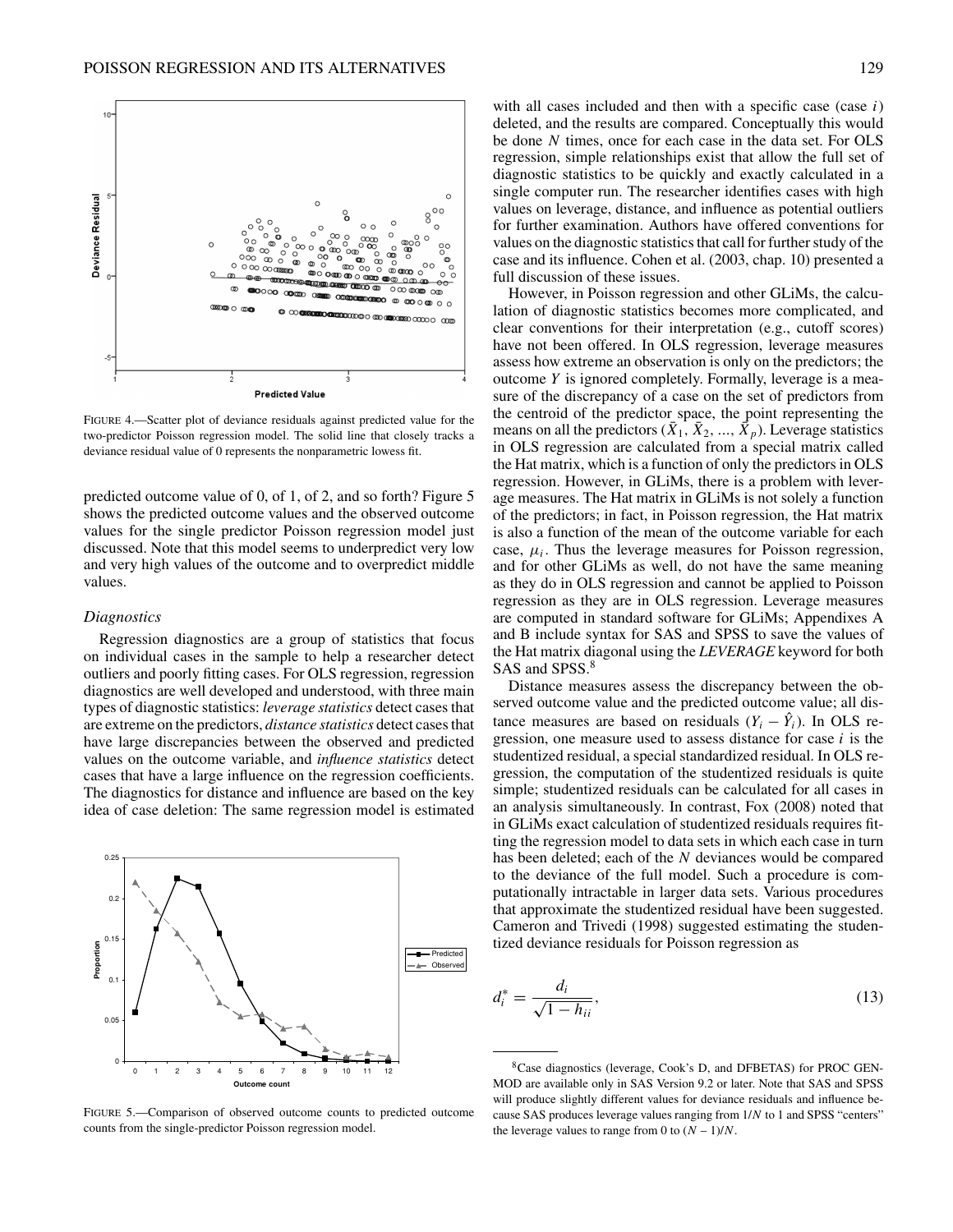Deviance Residual

10

5

0

-5

1

2

3

4

Predicted Value

FIGURE 4.—Scatter plot of deviance residuals against predicted value for the two-predictor Poisson regression model. The solid line that closely tracks a deviance residual value of 0 represents the nonparametric lowess fit.

predicted outcome value of 0, of 1, of 2, and so forth? Figure 5 shows the predicted outcome values and the observed outcome values for the single predictor Poisson regression model just discussed. Note that this model seems to underpredict very low and very high values of the outcome and to overpredict middle values.

### *Diagnostics*

Regression diagnostics are a group of statistics that focus on individual cases in the sample to help a researcher detect outliers and poorly fitting cases. For OLS regression, regression diagnostics are well developed and understood, with three main types of diagnostic statistics: *leverage statistics* detect cases that are extreme on the predictors, *distance statistics* detect cases that have large discrepancies between the observed and predicted values on the outcome variable, and *influence statistics* detect cases that have a large influence on the regression coefficients. The diagnostics for distance and influence are based on the key idea of case deletion: The same regression model is estimated

Proportion

0.25

0.2

0.15

0.1

0.05

0

0 1 2 3 4 5 6 7 8 9 10 11 12

Outcome count

Predicted

Observed

FIGURE 5.—Comparison of observed outcome counts to predicted outcome counts from the single-predictor Poisson regression model.

with all cases included and then with a specific case (case $i$) deleted, and the results are compared. Conceptually this would be done $N$ times, once for each case in the data set. For OLS regression, simple relationships exist that allow the full set of diagnostic statistics to be quickly and exactly calculated in a single computer run. The researcher identifies cases with high values on leverage, distance, and influence as potential outliers for further examination. Authors have offered conventions for values on the diagnostic statistics that call for further study of the case and its influence. Cohen et al. (2003, chap. 10) presented a full discussion of these issues.

However, in Poisson regression and other GLiMs, the calculation of diagnostic statistics becomes more complicated, and clear conventions for their interpretation (e.g., cutoff scores) have not been offered. In OLS regression, leverage measures assess how extreme an observation is only on the predictors; the outcome $Y$ is ignored completely. Formally, leverage is a measure of the discrepancy of a case on the set of predictors from the centroid of the predictor space, the point representing the means on all the predictors ($\bar{X}_1, \bar{X}_2, ..., \bar{X}_p$). Leverage statistics in OLS regression are calculated from a special matrix called the Hat matrix, which is a function of only the predictors in OLS regression. However, in GLiMs, there is a problem with leverage measures. The Hat matrix in GLiMs is not solely a function of the predictors; in fact, in Poisson regression, the Hat matrix is also a function of the mean of the outcome variable for each case, $\mu_i$. Thus the leverage measures for Poisson regression, and for other GLiMs as well, do not have the same meaning as they do in OLS regression and cannot be applied to Poisson regression as they are in OLS regression. Leverage measures are computed in standard software for GLiMs; Appendixes A and B include syntax for SAS and SPSS to save the values of the Hat matrix diagonal using the *LEVERAGE* keyword for both SAS and SPSS.[8]

Distance measures assess the discrepancy between the observed outcome value and the predicted outcome value; all distance measures are based on residuals ($Y_i - \hat{Y}_i$). In OLS regression, one measure used to assess distance for case $i$ is the studentized residual, a special standardized residual. In OLS regression, the computation of the studentized residuals is quite simple; studentized residuals can be calculated for all cases in an analysis simultaneously. In contrast, Fox (2008) noted that in GLiMs exact calculation of studentized residuals requires fitting the regression model to data sets in which each case in turn has been deleted; each of the $N$ deviances would be compared to the deviance of the full model. Such a procedure is computationally intractable in larger data sets. Various procedures that approximate the studentized residual have been suggested. Cameron and Trivedi (1998) suggested estimating the studentized deviance residuals for Poisson regression as

$$d_i^* = \frac{d_i}{\sqrt{1 - h_{ii}}}, \tag{13}$$

[8]Case diagnostics (leverage, Cook's D, and DFBETAS) for PROC GENMOD are available only in SAS Version 9.2 or later. Note that SAS and SPSS will produce slightly different values for deviance residuals and influence because SAS produces leverage values ranging from 1/$N$ to 1 and SPSS "centers" the leverage values to range from 0 to ($N$ – 1)/$N$.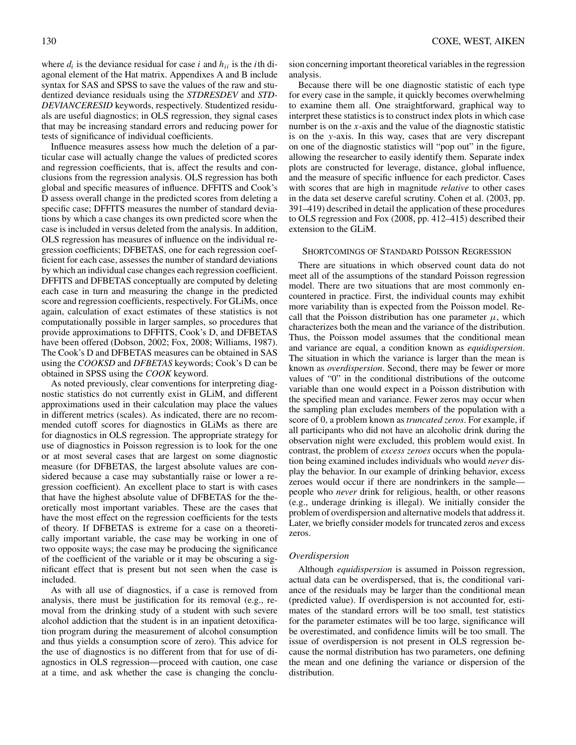where $d_i$ is the deviance residual for case $i$ and $h_{ii}$ is the $i$th diagonal element of the Hat matrix. Appendixes A and B include syntax for SAS and SPSS to save the values of the raw and studentized deviance residuals using the ***STDRESDEV*** and ***STDDEVIANCERESID*** keywords, respectively. Studentized residuals are useful diagnostics; in OLS regression, they signal cases that may be increasing standard errors and reducing power for tests of significance of individual coefficients.

Influence measures assess how much the deletion of a particular case will actually change the values of predicted scores and regression coefficients, that is, affect the results and conclusions from the regression analysis. OLS regression has both global and specific measures of influence. DFFITS and Cook's D assess overall change in the predicted scores from deleting a specific case; DFFITS measures the number of standard deviations by which a case changes its own predicted score when the case is included in versus deleted from the analysis. In addition, OLS regression has measures of influence on the individual regression coefficients; DFBETAS, one for each regression coefficient for each case, assesses the number of standard deviations by which an individual case changes each regression coefficient. DFFITS and DFBETAS conceptually are computed by deleting each case in turn and measuring the change in the predicted score and regression coefficients, respectively. For GLiMs, once again, calculation of exact estimates of these statistics is not computationally possible in larger samples, so procedures that provide approximations to DFFITS, Cook's D, and DFBETAS have been offered (Dobson, 2002; Fox, 2008; Williams, 1987). The Cook's D and DFBETAS measures can be obtained in SAS using the ***COOKSD*** and ***DFBETAS*** keywords; Cook's D can be obtained in SPSS using the ***COOK*** keyword.

As noted previously, clear conventions for interpreting diagnostic statistics do not currently exist in GLiM, and different approximations used in their calculation may place the values in different metrics (scales). As indicated, there are no recommended cutoff scores for diagnostics in GLiMs as there are for diagnostics in OLS regression. The appropriate strategy for use of diagnostics in Poisson regression is to look for the one or at most several cases that are largest on some diagnostic measure (for DFBETAS, the largest absolute values are considered because a case may substantially raise or lower a regression coefficient). An excellent place to start is with cases that have the highest absolute value of DFBETAS for the theoretically most important variables. These are the cases that have the most effect on the regression coefficients for the tests of theory. If DFBETAS is extreme for a case on a theoretically important variable, the case may be working in one of two opposite ways; the case may be producing the significance of the coefficient of the variable or it may be obscuring a significant effect that is present but not seen when the case is included.

As with all use of diagnostics, if a case is removed from analysis, there must be justification for its removal (e.g., removal from the drinking study of a student with such severe alcohol addiction that the student is in an inpatient detoxification program during the measurement of alcohol consumption and thus yields a consumption score of zero). This advice for the use of diagnostics is no different from that for use of diagnostics in OLS regression—proceed with caution, one case at a time, and ask whether the case is changing the conclusion concerning important theoretical variables in the regression analysis.

Because there will be one diagnostic statistic of each type for every case in the sample, it quickly becomes overwhelming to examine them all. One straightforward, graphical way to interpret these statistics is to construct index plots in which case number is on the $x$-axis and the value of the diagnostic statistic is on the $y$-axis. In this way, cases that are very discrepant on one of the diagnostic statistics will "pop out" in the figure, allowing the researcher to easily identify them. Separate index plots are constructed for leverage, distance, global influence, and the measure of specific influence for each predictor. Cases with scores that are high in magnitude *relative* to other cases in the data set deserve careful scrutiny. Cohen et al. (2003, pp. 391–419) described in detail the application of these procedures to OLS regression and Fox (2008, pp. 412–415) described their extension to the GLiM.

## SHORTCOMINGS OF STANDARD POISSON REGRESSION

There are situations in which observed count data do not meet all of the assumptions of the standard Poisson regression model. There are two situations that are most commonly encountered in practice. First, the individual counts may exhibit more variability than is expected from the Poisson model. Recall that the Poisson distribution has one parameter $\mu$, which characterizes both the mean and the variance of the distribution. Thus, the Poisson model assumes that the conditional mean and variance are equal, a condition known as *equidispersion*. The situation in which the variance is larger than the mean is known as *overdispersion*. Second, there may be fewer or more values of "0" in the conditional distributions of the outcome variable than one would expect in a Poisson distribution with the specified mean and variance. Fewer zeros may occur when the sampling plan excludes members of the population with a score of 0, a problem known as *truncated zeros*. For example, if all participants who did not have an alcoholic drink during the observation night were excluded, this problem would exist. In contrast, the problem of *excess zeroes* occurs when the population being examined includes individuals who would *never* display the behavior. In our example of drinking behavior, excess zeroes would occur if there are nondrinkers in the sample—people who *never* drink for religious, health, or other reasons (e.g., underage drinking is illegal). We initially consider the problem of overdispersion and alternative models that address it. Later, we briefly consider models for truncated zeros and excess zeros.

### *Overdispersion*

Although *equidispersion* is assumed in Poisson regression, actual data can be overdispersed, that is, the conditional variance of the residuals may be larger than the conditional mean (predicted value). If overdispersion is not accounted for, estimates of the standard errors will be too small, test statistics for the parameter estimates will be too large, significance will be overestimated, and confidence limits will be too small. The issue of overdispersion is not present in OLS regression because the normal distribution has two parameters, one defining the mean and one defining the variance or dispersion of the distribution.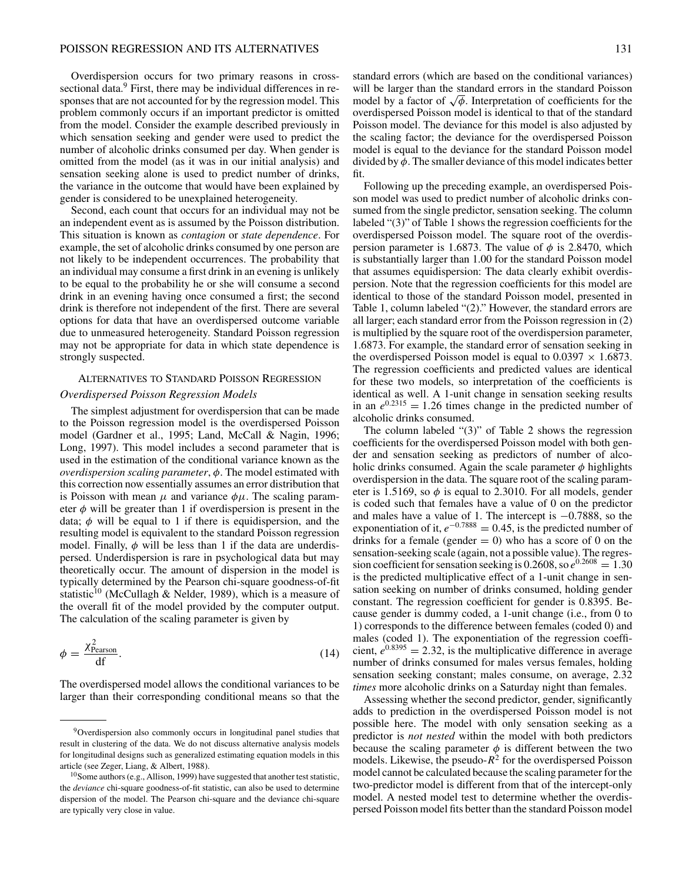Overdispersion occurs for two primary reasons in cross-sectional data.[9] First, there may be individual differences in responses that are not accounted for by the regression model. This problem commonly occurs if an important predictor is omitted from the model. Consider the example described previously in which sensation seeking and gender were used to predict the number of alcoholic drinks consumed per day. When gender is omitted from the model (as it was in our initial analysis) and sensation seeking alone is used to predict number of drinks, the variance in the outcome that would have been explained by gender is considered to be unexplained heterogeneity.

Second, each count that occurs for an individual may not be an independent event as is assumed by the Poisson distribution. This situation is known as *contagion* or *state dependence*. For example, the set of alcoholic drinks consumed by one person are not likely to be independent occurrences. The probability that an individual may consume a first drink in an evening is unlikely to be equal to the probability he or she will consume a second drink in an evening having once consumed a first; the second drink is therefore not independent of the first. There are several options for data that have an overdispersed outcome variable due to unmeasured heterogeneity. Standard Poisson regression may not be appropriate for data in which state dependence is strongly suspected.

## ALTERNATIVES TO STANDARD POISSON REGRESSION

### *Overdispersed Poisson Regression Models*

The simplest adjustment for overdispersion that can be made to the Poisson regression model is the overdispersed Poisson model (Gardner et al., 1995; Land, McCall & Nagin, 1996; Long, 1997). This model includes a second parameter that is used in the estimation of the conditional variance known as the *overdispersion scaling parameter*, $\phi$. The model estimated with this correction now essentially assumes an error distribution that is Poisson with mean $\mu$ and variance $\phi\mu$. The scaling parameter $\phi$ will be greater than 1 if overdispersion is present in the data; $\phi$ will be equal to 1 if there is equidispersion, and the resulting model is equivalent to the standard Poisson regression model. Finally, $\phi$ will be less than 1 if the data are underdispersed. Underdispersion is rare in psychological data but may theoretically occur. The amount of dispersion in the model is typically determined by the Pearson chi-square goodness-of-fit statistic[10] (McCullagh & Nelder, 1989), which is a measure of the overall fit of the model provided by the computer output. The calculation of the scaling parameter is given by

$$\phi = \frac{\chi^2_{\text{Pearson}}}{\text{df}}. \tag{14}$$

The overdispersed model allows the conditional variances to be larger than their corresponding conditional means so that the standard errors (which are based on the conditional variances) will be larger than the standard errors in the standard Poisson model by a factor of $\sqrt{\phi}$. Interpretation of coefficients for the overdispersed Poisson model is identical to that of the standard Poisson model. The deviance for this model is also adjusted by the scaling factor; the deviance for the overdispersed Poisson model is equal to the deviance for the standard Poisson model divided by $\phi$. The smaller deviance of this model indicates better fit.

Following up the preceding example, an overdispersed Poisson model was used to predict number of alcoholic drinks consumed from the single predictor, sensation seeking. The column labeled "(3)" of Table 1 shows the regression coefficients for the overdispersed Poisson model. The square root of the overdispersion parameter is 1.6873. The value of $\phi$ is 2.8470, which is substantially larger than 1.00 for the standard Poisson model that assumes equidispersion: The data clearly exhibit overdispersion. Note that the regression coefficients for this model are identical to those of the standard Poisson model, presented in Table 1, column labeled "(2)." However, the standard errors are all larger; each standard error from the Poisson regression in (2) is multiplied by the square root of the overdispersion parameter, 1.6873. For example, the standard error of sensation seeking in the overdispersed Poisson model is equal to $0.0397 \times 1.6873$. The regression coefficients and predicted values are identical for these two models, so interpretation of the coefficients is identical as well. A 1-unit change in sensation seeking results in an $e^{0.2315} = 1.26$ times change in the predicted number of alcoholic drinks consumed.

The column labeled "(3)" of Table 2 shows the regression coefficients for the overdispersed Poisson model with both gender and sensation seeking as predictors of number of alcoholic drinks consumed. Again the scale parameter $\phi$ highlights overdispersion in the data. The square root of the scaling parameter is 1.5169, so $\phi$ is equal to 2.3010. For all models, gender is coded such that females have a value of 0 on the predictor and males have a value of 1. The intercept is $-0.7888$, so the exponentiation of it, $e^{-0.7888} = 0.45$, is the predicted number of drinks for a female (gender = 0) who has a score of 0 on the sensation-seeking scale (again, not a possible value). The regression coefficient for sensation seeking is 0.2608, so $e^{0.2608} = 1.30$ is the predicted multiplicative effect of a 1-unit change in sensation seeking on number of drinks consumed, holding gender constant. The regression coefficient for gender is 0.8395. Because gender is dummy coded, a 1-unit change (i.e., from 0 to 1) corresponds to the difference between females (coded 0) and males (coded 1). The exponentiation of the regression coefficient, $e^{0.8395} = 2.32$, is the multiplicative difference in average number of drinks consumed for males versus females, holding sensation seeking constant; males consume, on average, 2.32 *times* more alcoholic drinks on a Saturday night than females.

Assessing whether the second predictor, gender, significantly adds to prediction in the overdispersed Poisson model is not possible here. The model with only sensation seeking as a predictor is *not nested* within the model with both predictors because the scaling parameter $\phi$ is different between the two models. Likewise, the pseudo-$R^2$ for the overdispersed Poisson model cannot be calculated because the scaling parameter for the two-predictor model is different from that of the intercept-only model. A nested model test to determine whether the overdispersed Poisson model fits better than the standard Poisson model

---

[9] Overdispersion also commonly occurs in longitudinal panel studies that result in clustering of the data. We do not discuss alternative analysis models for longitudinal designs such as generalized estimating equation models in this article (see Zeger, Liang, & Albert, 1988).

[10] Some authors (e.g., Allison, 1999) have suggested that another test statistic, the *deviance* chi-square goodness-of-fit statistic, can also be used to determine dispersion of the model. The Pearson chi-square and the deviance chi-square are typically very close in value.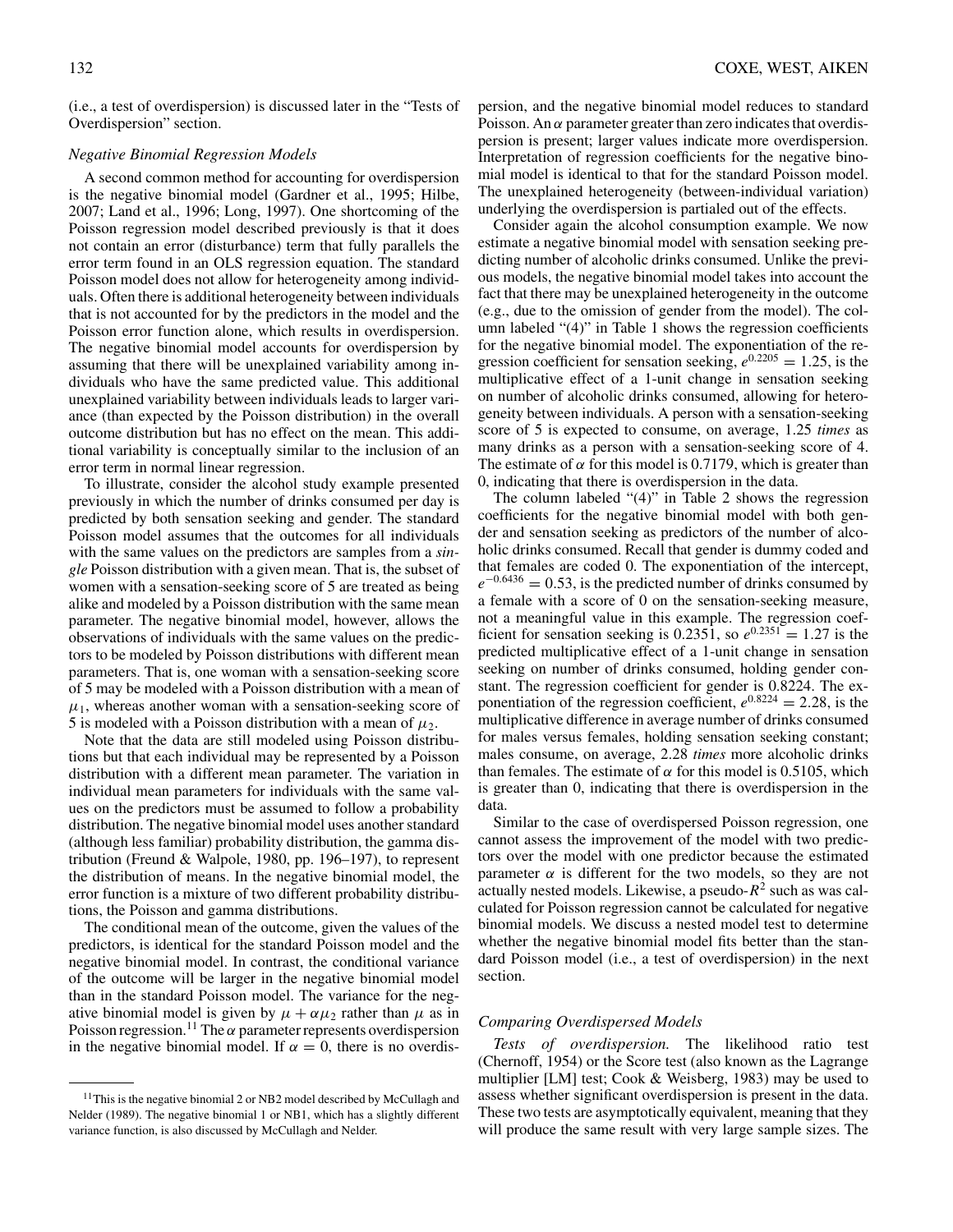(i.e., a test of overdispersion) is discussed later in the "Tests of Overdispersion" section.

### *Negative Binomial Regression Models*

A second common method for accounting for overdispersion is the negative binomial model (Gardner et al., 1995; Hilbe, 2007; Land et al., 1996; Long, 1997). One shortcoming of the Poisson regression model described previously is that it does not contain an error (disturbance) term that fully parallels the error term found in an OLS regression equation. The standard Poisson model does not allow for heterogeneity among individuals. Often there is additional heterogeneity between individuals that is not accounted for by the predictors in the model and the Poisson error function alone, which results in overdispersion. The negative binomial model accounts for overdispersion by assuming that there will be unexplained variability among individuals who have the same predicted value. This additional unexplained variability between individuals leads to larger variance (than expected by the Poisson distribution) in the overall outcome distribution but has no effect on the mean. This additional variability is conceptually similar to the inclusion of an error term in normal linear regression.

To illustrate, consider the alcohol study example presented previously in which the number of drinks consumed per day is predicted by both sensation seeking and gender. The standard Poisson model assumes that the outcomes for all individuals with the same values on the predictors are samples from a *single* Poisson distribution with a given mean. That is, the subset of women with a sensation-seeking score of 5 are treated as being alike and modeled by a Poisson distribution with the same mean parameter. The negative binomial model, however, allows the observations of individuals with the same values on the predictors to be modeled by Poisson distributions with different mean parameters. That is, one woman with a sensation-seeking score of 5 may be modeled with a Poisson distribution with a mean of $\mu_1$, whereas another woman with a sensation-seeking score of 5 is modeled with a Poisson distribution with a mean of $\mu_2$.

Note that the data are still modeled using Poisson distributions but that each individual may be represented by a Poisson distribution with a different mean parameter. The variation in individual mean parameters for individuals with the same values on the predictors must be assumed to follow a probability distribution. The negative binomial model uses another standard (although less familiar) probability distribution, the gamma distribution (Freund & Walpole, 1980, pp. 196–197), to represent the distribution of means. In the negative binomial model, the error function is a mixture of two different probability distributions, the Poisson and gamma distributions.

The conditional mean of the outcome, given the values of the predictors, is identical for the standard Poisson model and the negative binomial model. In contrast, the conditional variance of the outcome will be larger in the negative binomial model than in the standard Poisson model. The variance for the negative binomial model is given by $\mu + \alpha\mu_2$ rather than $\mu$ as in Poisson regression.[11] The $\alpha$ parameter represents overdispersion in the negative binomial model. If $\alpha = 0$, there is no overdispersion, and the negative binomial model reduces to standard Poisson. An $\alpha$ parameter greater than zero indicates that overdispersion is present; larger values indicate more overdispersion. Interpretation of regression coefficients for the negative binomial model is identical to that for the standard Poisson model. The unexplained heterogeneity (between-individual variation) underlying the overdispersion is partialed out of the effects.

Consider again the alcohol consumption example. We now estimate a negative binomial model with sensation seeking predicting number of alcoholic drinks consumed. Unlike the previous models, the negative binomial model takes into account the fact that there may be unexplained heterogeneity in the outcome (e.g., due to the omission of gender from the model). The column labeled "(4)" in Table 1 shows the regression coefficients for the negative binomial model. The exponentiation of the regression coefficient for sensation seeking, $e^{0.2205} = 1.25$, is the multiplicative effect of a 1-unit change in sensation seeking on number of alcoholic drinks consumed, allowing for heterogeneity between individuals. A person with a sensation-seeking score of 5 is expected to consume, on average, 1.25 *times* as many drinks as a person with a sensation-seeking score of 4. The estimate of $\alpha$ for this model is 0.7179, which is greater than 0, indicating that there is overdispersion in the data.

The column labeled "(4)" in Table 2 shows the regression coefficients for the negative binomial model with both gender and sensation seeking as predictors of the number of alcoholic drinks consumed. Recall that gender is dummy coded and that females are coded 0. The exponentiation of the intercept, $e^{-0.6436} = 0.53$, is the predicted number of drinks consumed by a female with a score of 0 on the sensation-seeking measure, not a meaningful value in this example. The regression coefficient for sensation seeking is 0.2351, so $e^{0.2351} = 1.27$ is the predicted multiplicative effect of a 1-unit change in sensation seeking on number of drinks consumed, holding gender constant. The regression coefficient for gender is 0.8224. The exponentiation of the regression coefficient, $e^{0.8224} = 2.28$, is the multiplicative difference in average number of drinks consumed for males versus females, holding sensation seeking constant; males consume, on average, 2.28 *times* more alcoholic drinks than females. The estimate of $\alpha$ for this model is 0.5105, which is greater than 0, indicating that there is overdispersion in the data.

Similar to the case of overdispersed Poisson regression, one cannot assess the improvement of the model with two predictors over the model with one predictor because the estimated parameter $\alpha$ is different for the two models, so they are not actually nested models. Likewise, a pseudo-$R^2$ such as was calculated for Poisson regression cannot be calculated for negative binomial models. We discuss a nested model test to determine whether the negative binomial model fits better than the standard Poisson model (i.e., a test of overdispersion) in the next section.

### *Comparing Overdispersed Models*

*Tests of overdispersion.* The likelihood ratio test (Chernoff, 1954) or the Score test (also known as the Lagrange multiplier [LM] test; Cook & Weisberg, 1983) may be used to assess whether significant overdispersion is present in the data. These two tests are asymptotically equivalent, meaning that they will produce the same result with very large sample sizes. The

[11] This is the negative binomial 2 or NB2 model described by McCullagh and Nelder (1989). The negative binomial 1 or NB1, which has a slightly different variance function, is also discussed by McCullagh and Nelder.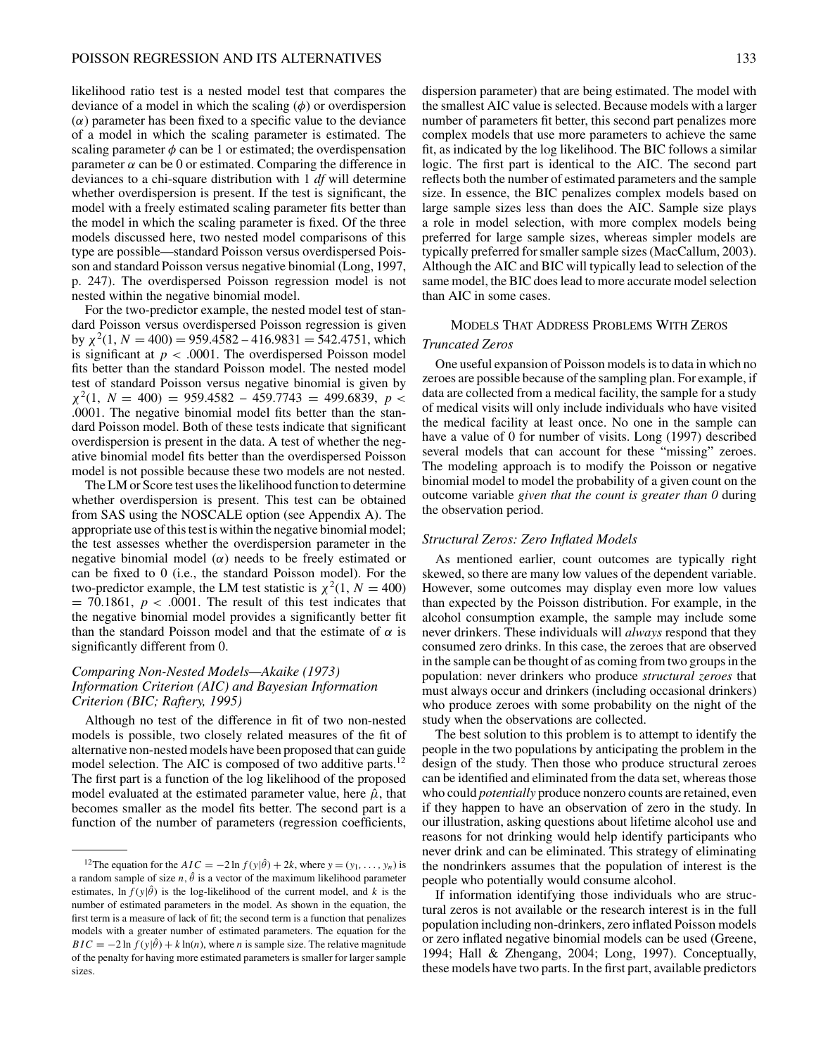likelihood ratio test is a nested model test that compares the deviance of a model in which the scaling ($\phi$) or overdispersion ($\alpha$) parameter has been fixed to a specific value to the deviance of a model in which the scaling parameter is estimated. The scaling parameter $\phi$ can be 1 or estimated; the overdispensation parameter $\alpha$ can be 0 or estimated. Comparing the difference in deviances to a chi-square distribution with 1 *df* will determine whether overdispersion is present. If the test is significant, the model with a freely estimated scaling parameter fits better than the model in which the scaling parameter is fixed. Of the three models discussed here, two nested model comparisons of this type are possible—standard Poisson versus overdispersed Poisson and standard Poisson versus negative binomial (Long, 1997, p. 247). The overdispersed Poisson regression model is not nested within the negative binomial model.

For the two-predictor example, the nested model test of standard Poisson versus overdispersed Poisson regression is given by $\chi^2(1, N = 400) = 959.4582 - 416.9831 = 542.4751$, which is significant at $p < .0001$. The overdispersed Poisson model fits better than the standard Poisson model. The nested model test of standard Poisson versus negative binomial is given by $\chi^2(1, N = 400) = 959.4582 - 459.7743 = 499.6839$, $p < .0001$. The negative binomial model fits better than the standard Poisson model. Both of these tests indicate that significant overdispersion is present in the data. A test of whether the negative binomial model fits better than the overdispersed Poisson model is not possible because these two models are not nested.

The LM or Score test uses the likelihood function to determine whether overdispersion is present. This test can be obtained from SAS using the NOSCALE option (see Appendix A). The appropriate use of this test is within the negative binomial model; the test assesses whether the overdispersion parameter in the negative binomial model ($\alpha$) needs to be freely estimated or can be fixed to 0 (i.e., the standard Poisson model). For the two-predictor example, the LM test statistic is $\chi^2(1, N = 400) = 70.1861$, $p < .0001$. The result of this test indicates that the negative binomial model provides a significantly better fit than the standard Poisson model and that the estimate of $\alpha$ is significantly different from 0.

### *Comparing Non-Nested Models—Akaike (1973) Information Criterion (AIC) and Bayesian Information Criterion (BIC; Raftery, 1995)*

Although no test of the difference in fit of two non-nested models is possible, two closely related measures of the fit of alternative non-nested models have been proposed that can guide model selection. The AIC is composed of two additive parts.[12] The first part is a function of the log likelihood of the proposed model evaluated at the estimated parameter value, here $\hat{\mu}$, that becomes smaller as the model fits better. The second part is a function of the number of parameters (regression coefficients, dispersion parameter) that are being estimated. The model with the smallest AIC value is selected. Because models with a larger number of parameters fit better, this second part penalizes more complex models that use more parameters to achieve the same fit, as indicated by the log likelihood. The BIC follows a similar logic. The first part is identical to the AIC. The second part reflects both the number of estimated parameters and the sample size. In essence, the BIC penalizes complex models based on large sample sizes less than does the AIC. Sample size plays a role in model selection, with more complex models being preferred for large sample sizes, whereas simpler models are typically preferred for smaller sample sizes (MacCallum, 2003). Although the AIC and BIC will typically lead to selection of the same model, the BIC does lead to more accurate model selection than AIC in some cases.

## Models That Address Problems With Zeros

### *Truncated Zeros*

One useful expansion of Poisson models is to data in which no zeroes are possible because of the sampling plan. For example, if data are collected from a medical facility, the sample for a study of medical visits will only include individuals who have visited the medical facility at least once. No one in the sample can have a value of 0 for number of visits. Long (1997) described several models that can account for these "missing" zeroes. The modeling approach is to modify the Poisson or negative binomial model to model the probability of a given count on the outcome variable *given that the count is greater than 0* during the observation period.

### *Structural Zeros: Zero Inflated Models*

As mentioned earlier, count outcomes are typically right skewed, so there are many low values of the dependent variable. However, some outcomes may display even more low values than expected by the Poisson distribution. For example, in the alcohol consumption example, the sample may include some never drinkers. These individuals will *always* respond that they consumed zero drinks. In this case, the zeroes that are observed in the sample can be thought of as coming from two groups in the population: never drinkers who produce *structural zeroes* that must always occur and drinkers (including occasional drinkers) who produce zeroes with some probability on the night of the study when the observations are collected.

The best solution to this problem is to attempt to identify the people in the two populations by anticipating the problem in the design of the study. Then those who produce structural zeroes can be identified and eliminated from the data set, whereas those who could *potentially* produce nonzero counts are retained, even if they happen to have an observation of zero in the study. In our illustration, asking questions about lifetime alcohol use and reasons for not drinking would help identify participants who never drink and can be eliminated. This strategy of eliminating the nondrinkers assumes that the population of interest is the people who potentially would consume alcohol.

If information identifying those individuals who are structural zeros is not available or the research interest is in the full population including non-drinkers, zero inflated Poisson models or zero inflated negative binomial models can be used (Greene, 1994; Hall & Zhengang, 2004; Long, 1997). Conceptually, these models have two parts. In the first part, available predictors

---

[12] The equation for the $AIC = -2 \ln f(y|\hat{\theta}) + 2k$, where $y = (y_1, \ldots, y_n)$ is a random sample of size $n$, $\hat{\theta}$ is a vector of the maximum likelihood parameter estimates, $\ln f(y|\hat{\theta})$ is the log-likelihood of the current model, and $k$ is the number of estimated parameters in the model. As shown in the equation, the first term is a measure of lack of fit; the second term is a function that penalizes models with a greater number of estimated parameters. The equation for the $BIC = -2 \ln f(y|\hat{\theta}) + k \ln(n)$, where $n$ is sample size. The relative magnitude of the penalty for having more estimated parameters is smaller for larger sample sizes.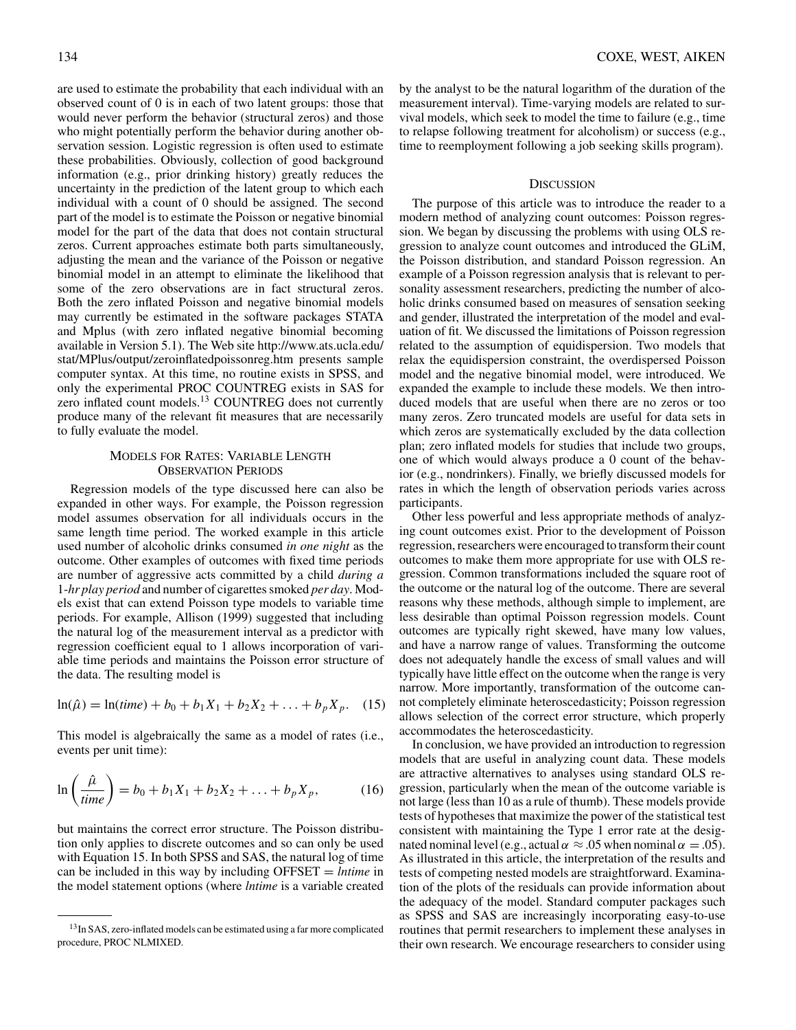are used to estimate the probability that each individual with an observed count of 0 is in each of two latent groups: those that would never perform the behavior (structural zeros) and those who might potentially perform the behavior during another observation session. Logistic regression is often used to estimate these probabilities. Obviously, collection of good background information (e.g., prior drinking history) greatly reduces the uncertainty in the prediction of the latent group to which each individual with a count of 0 should be assigned. The second part of the model is to estimate the Poisson or negative binomial model for the part of the data that does not contain structural zeros. Current approaches estimate both parts simultaneously, adjusting the mean and the variance of the Poisson or negative binomial model in an attempt to eliminate the likelihood that some of the zero observations are in fact structural zeros. Both the zero inflated Poisson and negative binomial models may currently be estimated in the software packages STATA and Mplus (with zero inflated negative binomial becoming available in Version 5.1). The Web site http://www.ats.ucla.edu/stat/MPlus/output/zeroinflatedpoissonreg.htm presents sample computer syntax. At this time, no routine exists in SPSS, and only the experimental PROC COUNTREG exists in SAS for zero inflated count models.[13] COUNTREG does not currently produce many of the relevant fit measures that are necessarily to fully evaluate the model.

## Models for Rates: Variable Length Observation Periods

Regression models of the type discussed here can also be expanded in other ways. For example, the Poisson regression model assumes observation for all individuals occurs in the same length time period. The worked example in this article used number of alcoholic drinks consumed *in one night* as the outcome. Other examples of outcomes with fixed time periods are number of aggressive acts committed by a child *during a 1-hr play period* and number of cigarettes smoked *per day*. Models exist that can extend Poisson type models to variable time periods. For example, Allison (1999) suggested that including the natural log of the measurement interval as a predictor with regression coefficient equal to 1 allows incorporation of variable time periods and maintains the Poisson error structure of the data. The resulting model is

$$\ln(\hat{\mu}) = \ln(time) + b_0 + b_1 X_1 + b_2 X_2 + \ldots + b_p X_p. \quad (15)$$

This model is algebraically the same as a model of rates (i.e., events per unit time):

$$\ln\left(\frac{\hat{\mu}}{time}\right) = b_0 + b_1 X_1 + b_2 X_2 + \ldots + b_p X_p, \quad (16)$$

but maintains the correct error structure. The Poisson distribution only applies to discrete outcomes and so can only be used with Equation 15. In both SPSS and SAS, the natural log of time can be included in this way by including OFFSET = *lntime* in the model statement options (where *lntime* is a variable created by the analyst to be the natural logarithm of the duration of the measurement interval). Time-varying models are related to survival models, which seek to model the time to failure (e.g., time to relapse following treatment for alcoholism) or success (e.g., time to reemployment following a job seeking skills program).

## Discussion

The purpose of this article was to introduce the reader to a modern method of analyzing count outcomes: Poisson regression. We began by discussing the problems with using OLS regression to analyze count outcomes and introduced the GLiM, the Poisson distribution, and standard Poisson regression. An example of a Poisson regression analysis that is relevant to personality assessment researchers, predicting the number of alcoholic drinks consumed based on measures of sensation seeking and gender, illustrated the interpretation of the model and evaluation of fit. We discussed the limitations of Poisson regression related to the assumption of equidispersion. Two models that relax the equidispersion constraint, the overdispersed Poisson model and the negative binomial model, were introduced. We expanded the example to include these models. We then introduced models that are useful when there are no zeros or too many zeros. Zero truncated models are useful for data sets in which zeros are systematically excluded by the data collection plan; zero inflated models for studies that include two groups, one of which would always produce a 0 count of the behavior (e.g., nondrinkers). Finally, we briefly discussed models for rates in which the length of observation periods varies across participants.

Other less powerful and less appropriate methods of analyzing count outcomes exist. Prior to the development of Poisson regression, researchers were encouraged to transform their count outcomes to make them more appropriate for use with OLS regression. Common transformations included the square root of the outcome or the natural log of the outcome. There are several reasons why these methods, although simple to implement, are less desirable than optimal Poisson regression models. Count outcomes are typically right skewed, have many low values, and have a narrow range of values. Transforming the outcome does not adequately handle the excess of small values and will typically have little effect on the outcome when the range is very narrow. More importantly, transformation of the outcome cannot completely eliminate heteroscedasticity; Poisson regression allows selection of the correct error structure, which properly accommodates the heteroscedasticity.

In conclusion, we have provided an introduction to regression models that are useful in analyzing count data. These models are attractive alternatives to analyses using standard OLS regression, particularly when the mean of the outcome variable is not large (less than 10 as a rule of thumb). These models provide tests of hypotheses that maximize the power of the statistical test consistent with maintaining the Type 1 error rate at the designated nominal level (e.g., actual $\alpha \approx .05$ when nominal $\alpha = .05$). As illustrated in this article, the interpretation of the results and tests of competing nested models are straightforward. Examination of the plots of the residuals can provide information about the adequacy of the model. Standard computer packages such as SPSS and SAS are increasingly incorporating easy-to-use routines that permit researchers to implement these analyses in their own research. We encourage researchers to consider using

[13] In SAS, zero-inflated models can be estimated using a far more complicated procedure, PROC NLMIXED.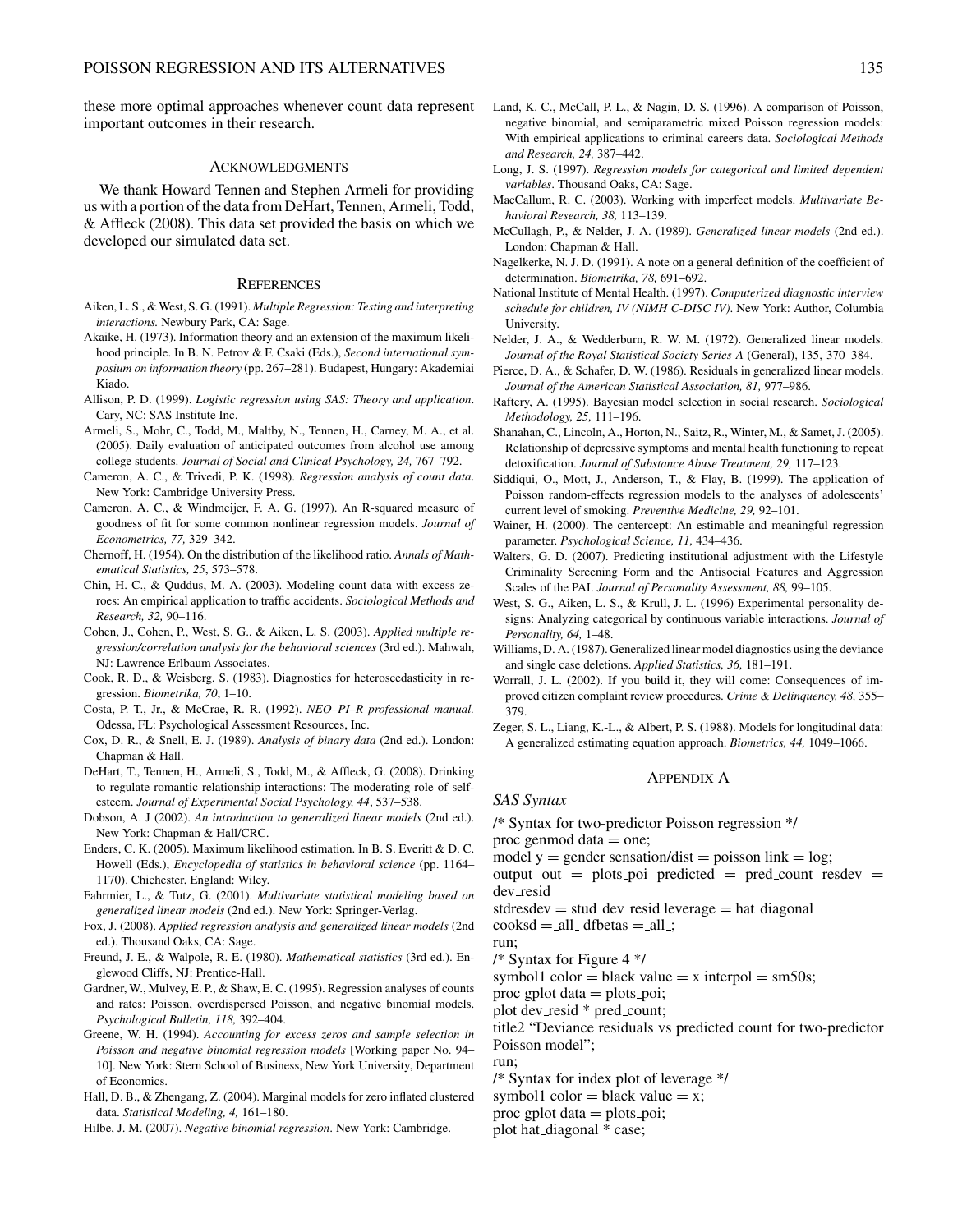these more optimal approaches whenever count data represent important outcomes in their research.

## Acknowledgments

We thank Howard Tennen and Stephen Armeli for providing us with a portion of the data from DeHart, Tennen, Armeli, Todd, & Affleck (2008). This data set provided the basis on which we developed our simulated data set.

## References

Aiken, L. S., & West, S. G. (1991). *Multiple Regression: Testing and interpreting interactions.* Newbury Park, CA: Sage.

Akaike, H. (1973). Information theory and an extension of the maximum likelihood principle. In B. N. Petrov & F. Csaki (Eds.), *Second international symposium on information theory* (pp. 267–281). Budapest, Hungary: Akademiai Kiado.

Allison, P. D. (1999). *Logistic regression using SAS: Theory and application*. Cary, NC: SAS Institute Inc.

Armeli, S., Mohr, C., Todd, M., Maltby, N., Tennen, H., Carney, M. A., et al. (2005). Daily evaluation of anticipated outcomes from alcohol use among college students. *Journal of Social and Clinical Psychology, 24,* 767–792.

Cameron, A. C., & Trivedi, P. K. (1998). *Regression analysis of count data*. New York: Cambridge University Press.

Cameron, A. C., & Windmeijer, F. A. G. (1997). An R-squared measure of goodness of fit for some common nonlinear regression models. *Journal of Econometrics, 77,* 329–342.

Chernoff, H. (1954). On the distribution of the likelihood ratio. *Annals of Mathematical Statistics, 25*, 573–578.

Chin, H. C., & Quddus, M. A. (2003). Modeling count data with excess zeroes: An empirical application to traffic accidents. *Sociological Methods and Research, 32,* 90–116.

Cohen, J., Cohen, P., West, S. G., & Aiken, L. S. (2003). *Applied multiple regression/correlation analysis for the behavioral sciences* (3rd ed.). Mahwah, NJ: Lawrence Erlbaum Associates.

Cook, R. D., & Weisberg, S. (1983). Diagnostics for heteroscedasticity in regression. *Biometrika, 70*, 1–10.

Costa, P. T., Jr., & McCrae, R. R. (1992). *NEO–PI–R professional manual.* Odessa, FL: Psychological Assessment Resources, Inc.

Cox, D. R., & Snell, E. J. (1989). *Analysis of binary data* (2nd ed.). London: Chapman & Hall.

DeHart, T., Tennen, H., Armeli, S., Todd, M., & Affleck, G. (2008). Drinking to regulate romantic relationship interactions: The moderating role of self-esteem. *Journal of Experimental Social Psychology, 44*, 537–538.

Dobson, A. J (2002). *An introduction to generalized linear models* (2nd ed.). New York: Chapman & Hall/CRC.

Enders, C. K. (2005). Maximum likelihood estimation. In B. S. Everitt & D. C. Howell (Eds.), *Encyclopedia of statistics in behavioral science* (pp. 1164–1170). Chichester, England: Wiley.

Fahrmier, L., & Tutz, G. (2001). *Multivariate statistical modeling based on generalized linear models* (2nd ed.). New York: Springer-Verlag.

Fox, J. (2008). *Applied regression analysis and generalized linear models* (2nd ed.). Thousand Oaks, CA: Sage.

Freund, J. E., & Walpole, R. E. (1980). *Mathematical statistics* (3rd ed.). Englewood Cliffs, NJ: Prentice-Hall.

Gardner, W., Mulvey, E. P., & Shaw, E. C. (1995). Regression analyses of counts and rates: Poisson, overdispersed Poisson, and negative binomial models. *Psychological Bulletin, 118,* 392–404.

Greene, W. H. (1994). *Accounting for excess zeros and sample selection in Poisson and negative binomial regression models* [Working paper No. 94–10]. New York: Stern School of Business, New York University, Department of Economics.

Hall, D. B., & Zhengang, Z. (2004). Marginal models for zero inflated clustered data. *Statistical Modeling, 4,* 161–180.

Hilbe, J. M. (2007). *Negative binomial regression*. New York: Cambridge.

Land, K. C., McCall, P. L., & Nagin, D. S. (1996). A comparison of Poisson, negative binomial, and semiparametric mixed Poisson regression models: With empirical applications to criminal careers data. *Sociological Methods and Research, 24,* 387–442.

Long, J. S. (1997). *Regression models for categorical and limited dependent variables*. Thousand Oaks, CA: Sage.

MacCallum, R. C. (2003). Working with imperfect models. *Multivariate Behavioral Research, 38,* 113–139.

McCullagh, P., & Nelder, J. A. (1989). *Generalized linear models* (2nd ed.). London: Chapman & Hall.

Nagelkerke, N. J. D. (1991). A note on a general definition of the coefficient of determination. *Biometrika, 78,* 691–692.

National Institute of Mental Health. (1997). *Computerized diagnostic interview schedule for children, IV (NIMH C-DISC IV)*. New York: Author, Columbia University.

Nelder, J. A., & Wedderburn, R. W. M. (1972). Generalized linear models. *Journal of the Royal Statistical Society Series A* (General), 135, 370–384.

Pierce, D. A., & Schafer, D. W. (1986). Residuals in generalized linear models. *Journal of the American Statistical Association, 81,* 977–986.

Raftery, A. (1995). Bayesian model selection in social research. *Sociological Methodology, 25,* 111–196.

Shanahan, C., Lincoln, A., Horton, N., Saitz, R., Winter, M., & Samet, J. (2005). Relationship of depressive symptoms and mental health functioning to repeat detoxification. *Journal of Substance Abuse Treatment, 29,* 117–123.

Siddiqui, O., Mott, J., Anderson, T., & Flay, B. (1999). The application of Poisson random-effects regression models to the analyses of adolescents' current level of smoking. *Preventive Medicine, 29,* 92–101.

Wainer, H. (2000). The centercept: An estimable and meaningful regression parameter. *Psychological Science, 11,* 434–436.

Walters, G. D. (2007). Predicting institutional adjustment with the Lifestyle Criminality Screening Form and the Antisocial Features and Aggression Scales of the PAI. *Journal of Personality Assessment, 88,* 99–105.

West, S. G., Aiken, L. S., & Krull, J. L. (1996) Experimental personality designs: Analyzing categorical by continuous variable interactions. *Journal of Personality, 64,* 1–48.

Williams, D. A. (1987). Generalized linear model diagnostics using the deviance and single case deletions. *Applied Statistics, 36,* 181–191.

Worrall, J. L. (2002). If you build it, they will come: Consequences of improved citizen complaint review procedures. *Crime & Delinquency, 48,* 355–379.

Zeger, S. L., Liang, K.-L., & Albert, P. S. (1988). Models for longitudinal data: A generalized estimating equation approach. *Biometrics, 44,* 1049–1066.

## Appendix A

### *SAS Syntax*

```
/* Syntax for two-predictor Poisson regression */
proc genmod data = one;
model y = gender sensation/dist = poisson link = log;
output out = plots_poi predicted = pred_count resdev = dev_resid
stdresdev = stud_dev_resid leverage = hat_diagonal
cooksd =_all_ dfbetas =_all_;
run;
/* Syntax for Figure 4 */
symbol1 color = black value = x interpol = sm50s;
proc gplot data = plots_poi;
plot dev_resid * pred_count;
title2 "Deviance residuals vs predicted count for two-predictor Poisson model";
run;
/* Syntax for index plot of leverage */
symbol1 color = black value = x;
proc gplot data = plots_poi;
plot hat_diagonal * case;
```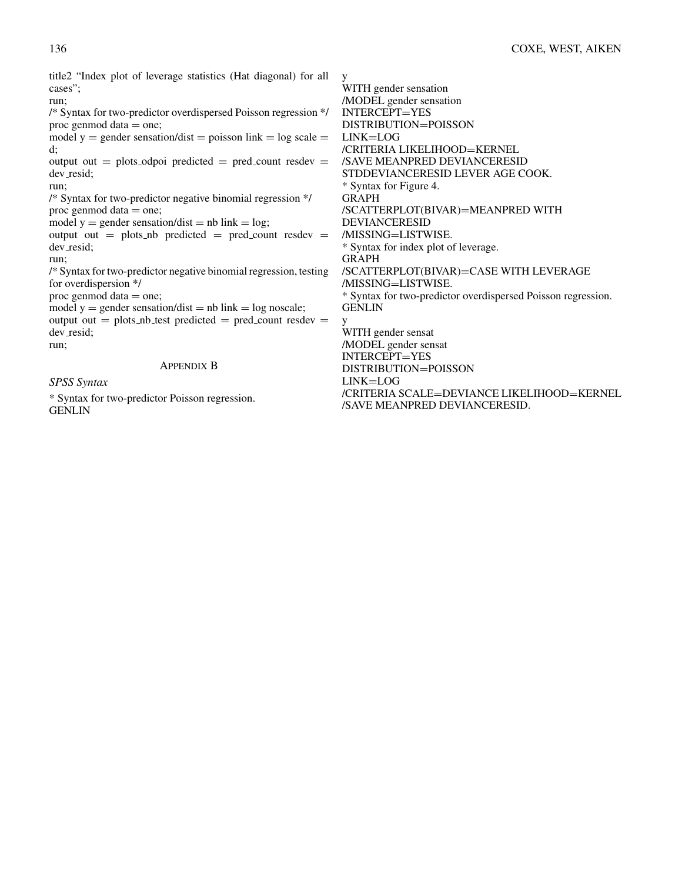```
title2 "Index plot of leverage statistics (Hat diagonal) for all cases";
run;
/* Syntax for two-predictor overdispersed Poisson regression */
proc genmod data = one;
model y = gender sensation/dist = poisson link = log scale = d;
output out = plots_odpoi predicted = pred_count resdev = dev_resid;
run;
/* Syntax for two-predictor negative binomial regression */
proc genmod data = one;
model y = gender sensation/dist = nb link = log;
output out = plots_nb predicted = pred_count resdev = dev_resid;
run;
/* Syntax for two-predictor negative binomial regression, testing for overdispersion */
proc genmod data = one;
model y = gender sensation/dist = nb link = log noscale;
output out = plots_nb_test predicted = pred_count resdev = dev_resid;
run;
```

## Appendix B

*SPSS Syntax*

```
* Syntax for two-predictor Poisson regression.
GENLIN
y
WITH gender sensation
/MODEL gender sensation
INTERCEPT=YES
DISTRIBUTION=POISSON
LINK=LOG
/CRITERIA LIKELIHOOD=KERNEL
/SAVE MEANPRED DEVIANCERESID
STDDEVIANCERESID LEVERAGE COOK.
* Syntax for Figure 4.
GRAPH
/SCATTERPLOT(BIVAR)=MEANPRED WITH
DEVIANCERESID
/MISSING=LISTWISE.
* Syntax for index plot of leverage.
GRAPH
/SCATTERPLOT(BIVAR)=CASE WITH LEVERAGE
/MISSING=LISTWISE.
* Syntax for two-predictor overdispersed Poisson regression.
GENLIN
y
WITH gender sensat
/MODEL gender sensat
INTERCEPT=YES
DISTRIBUTION=POISSON
LINK=LOG
/CRITERIA SCALE=DEVIANCE LIKELIHOOD=KERNEL
/SAVE MEANPRED DEVIANCERESID.
```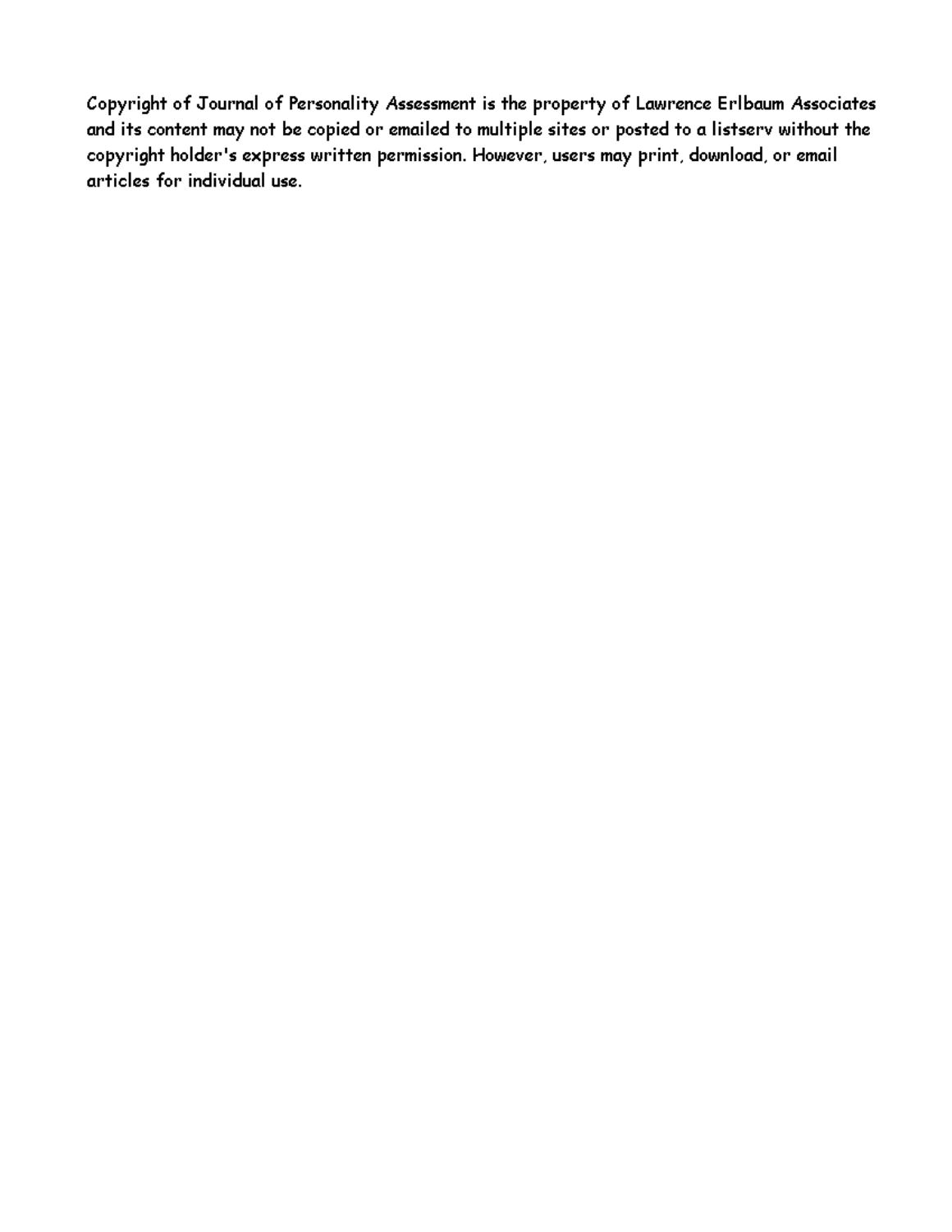Copyright of Journal of Personality Assessment is the property of Lawrence Erlbaum Associates and its content may not be copied or emailed to multiple sites or posted to a listserv without the copyright holder's express written permission. However, users may print, download, or email articles for individual use.